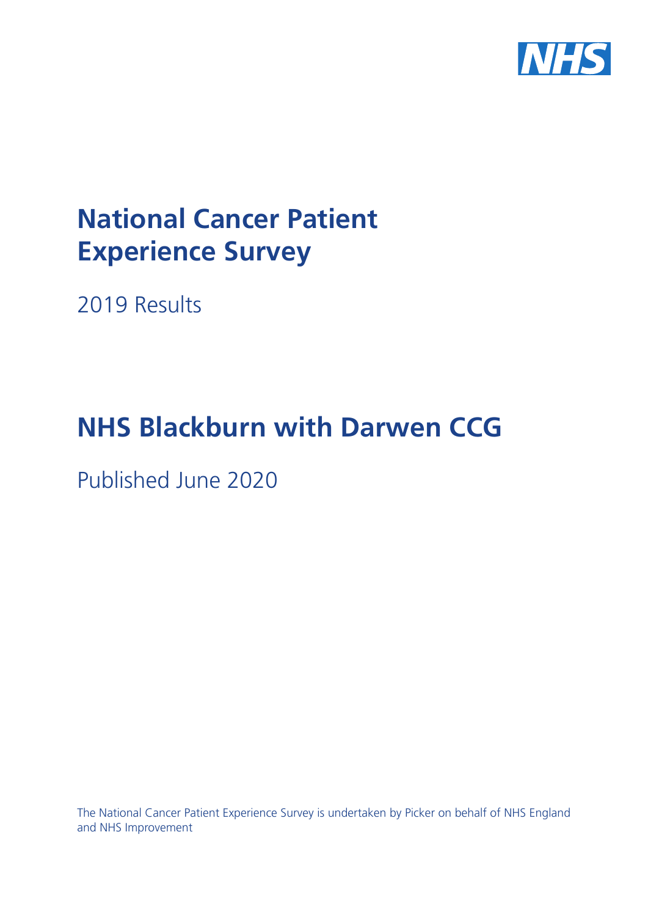# National Cancer Patient Experience Survey

2019 Results

# NHS Blackburn with Darwen CCG

Published June 2020

The National Cancer Patient Experience Survey is undertaken by Picker on behalf of NHS England and NHS Improvement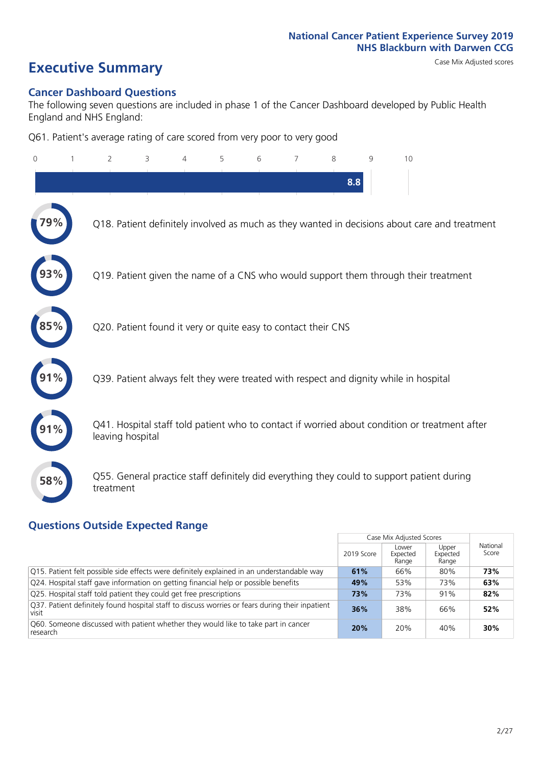National Cancer Patient Experience Survey 2019
NHS Blackburn with Darwen CCG

# Executive Summary

Case Mix Adjusted scores

## Cancer Dashboard Questions

The following seven questions are included in phase 1 of the Cancer Dashboard developed by Public Health England and NHS England:

Q61. Patient's average rating of care scored from very poor to very good

0 1 2 3 4 5 6 7 8 9 10

**8.8**

**79%** Q18. Patient definitely involved as much as they wanted in decisions about care and treatment

**93%** Q19. Patient given the name of a CNS who would support them through their treatment

**85%** Q20. Patient found it very or quite easy to contact their CNS

**91%** Q39. Patient always felt they were treated with respect and dignity while in hospital

**91%** Q41. Hospital staff told patient who to contact if worried about condition or treatment after leaving hospital

**58%** Q55. General practice staff definitely did everything they could to support patient during treatment

## Questions Outside Expected Range

| | Case Mix Adjusted Scores | | | National Score |
|---|---|---|---|---|
| | 2019 Score | Lower Expected Range | Upper Expected Range | |
| Q15. Patient felt possible side effects were definitely explained in an understandable way | **61%** | 66% | 80% | **73%** |
| Q24. Hospital staff gave information on getting financial help or possible benefits | **49%** | 53% | 73% | **63%** |
| Q25. Hospital staff told patient they could get free prescriptions | **73%** | 73% | 91% | **82%** |
| Q37. Patient definitely found hospital staff to discuss worries or fears during their inpatient visit | **36%** | 38% | 66% | **52%** |
| Q60. Someone discussed with patient whether they would like to take part in cancer research | **20%** | 20% | 40% | **30%** |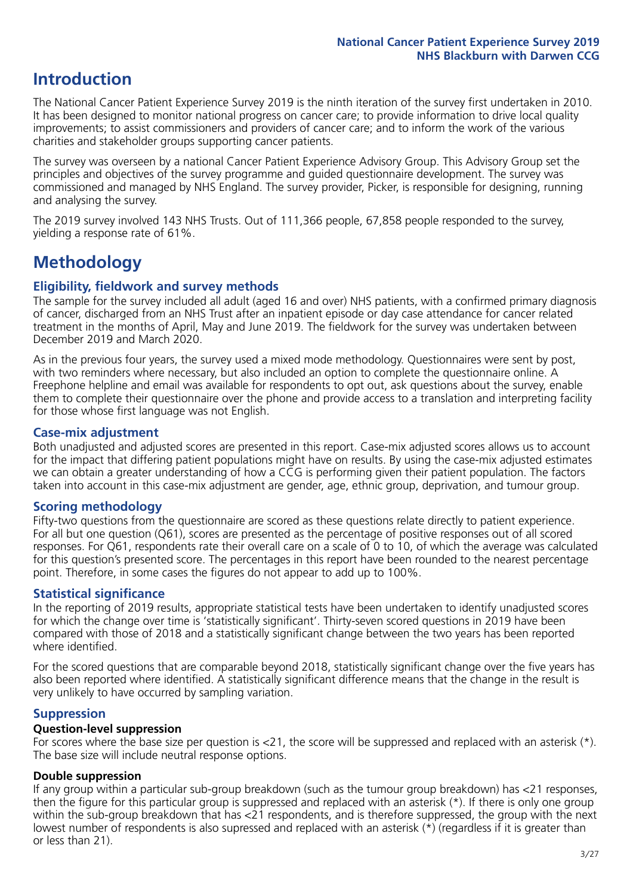# Introduction

The National Cancer Patient Experience Survey 2019 is the ninth iteration of the survey first undertaken in 2010. It has been designed to monitor national progress on cancer care; to provide information to drive local quality improvements; to assist commissioners and providers of cancer care; and to inform the work of the various charities and stakeholder groups supporting cancer patients.

The survey was overseen by a national Cancer Patient Experience Advisory Group. This Advisory Group set the principles and objectives of the survey programme and guided questionnaire development. The survey was commissioned and managed by NHS England. The survey provider, Picker, is responsible for designing, running and analysing the survey.

The 2019 survey involved 143 NHS Trusts. Out of 111,366 people, 67,858 people responded to the survey, yielding a response rate of 61%.

# Methodology

## Eligibility, fieldwork and survey methods

The sample for the survey included all adult (aged 16 and over) NHS patients, with a confirmed primary diagnosis of cancer, discharged from an NHS Trust after an inpatient episode or day case attendance for cancer related treatment in the months of April, May and June 2019. The fieldwork for the survey was undertaken between December 2019 and March 2020.

As in the previous four years, the survey used a mixed mode methodology. Questionnaires were sent by post, with two reminders where necessary, but also included an option to complete the questionnaire online. A Freephone helpline and email was available for respondents to opt out, ask questions about the survey, enable them to complete their questionnaire over the phone and provide access to a translation and interpreting facility for those whose first language was not English.

## Case-mix adjustment

Both unadjusted and adjusted scores are presented in this report. Case-mix adjusted scores allows us to account for the impact that differing patient populations might have on results. By using the case-mix adjusted estimates we can obtain a greater understanding of how a CCG is performing given their patient population. The factors taken into account in this case-mix adjustment are gender, age, ethnic group, deprivation, and tumour group.

## Scoring methodology

Fifty-two questions from the questionnaire are scored as these questions relate directly to patient experience. For all but one question (Q61), scores are presented as the percentage of positive responses out of all scored responses. For Q61, respondents rate their overall care on a scale of 0 to 10, of which the average was calculated for this question's presented score. The percentages in this report have been rounded to the nearest percentage point. Therefore, in some cases the figures do not appear to add up to 100%.

## Statistical significance

In the reporting of 2019 results, appropriate statistical tests have been undertaken to identify unadjusted scores for which the change over time is 'statistically significant'. Thirty-seven scored questions in 2019 have been compared with those of 2018 and a statistically significant change between the two years has been reported where identified.

For the scored questions that are comparable beyond 2018, statistically significant change over the five years has also been reported where identified. A statistically significant difference means that the change in the result is very unlikely to have occurred by sampling variation.

## Suppression

### Question-level suppression

For scores where the base size per question is <21, the score will be suppressed and replaced with an asterisk (*). The base size will include neutral response options.

### Double suppression

If any group within a particular sub-group breakdown (such as the tumour group breakdown) has <21 responses, then the figure for this particular group is suppressed and replaced with an asterisk (*). If there is only one group within the sub-group breakdown that has <21 respondents, and is therefore suppressed, the group with the next lowest number of respondents is also supressed and replaced with an asterisk (*) (regardless if it is greater than or less than 21).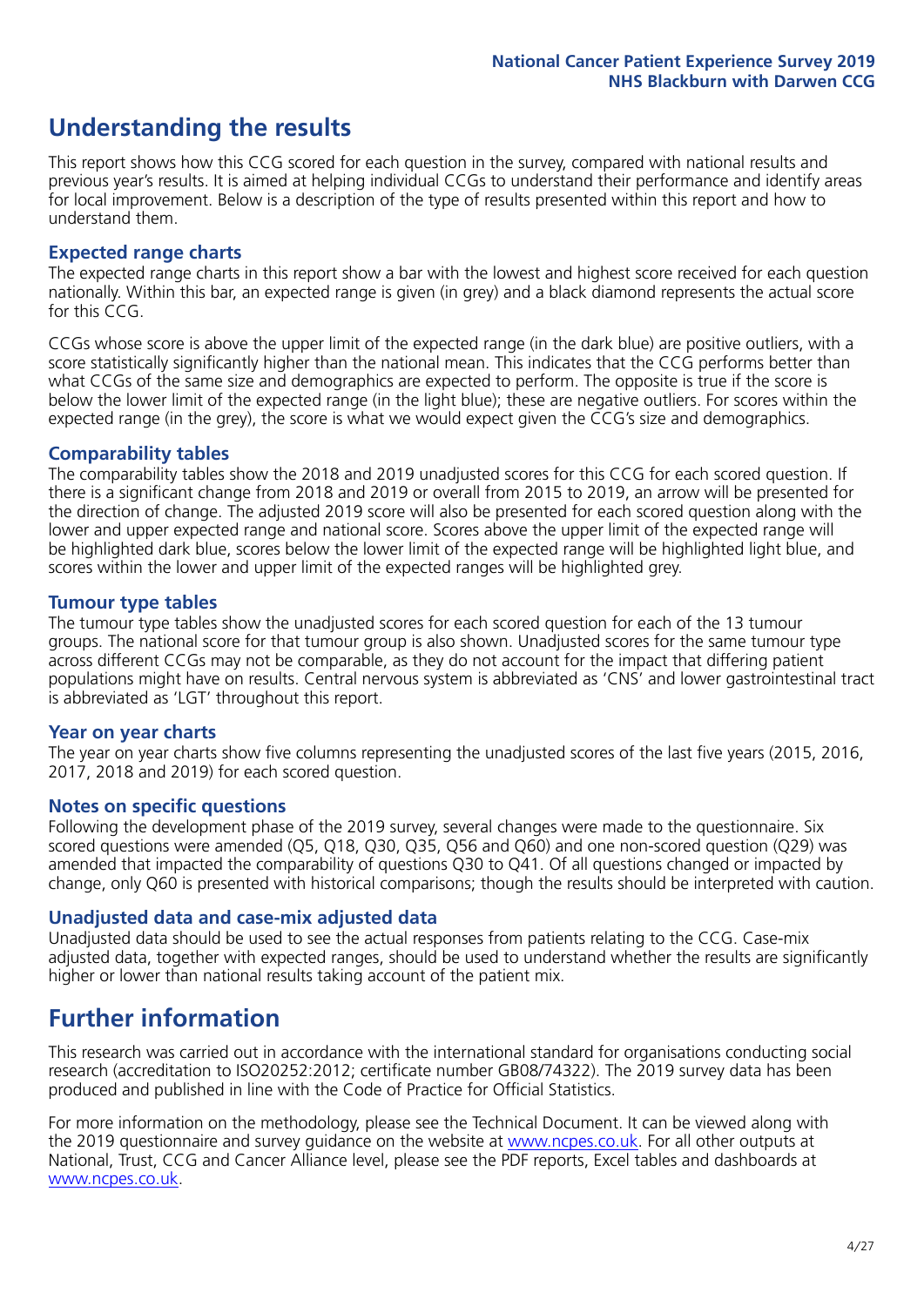# Understanding the results

This report shows how this CCG scored for each question in the survey, compared with national results and previous year's results. It is aimed at helping individual CCGs to understand their performance and identify areas for local improvement. Below is a description of the type of results presented within this report and how to understand them.

## Expected range charts

The expected range charts in this report show a bar with the lowest and highest score received for each question nationally. Within this bar, an expected range is given (in grey) and a black diamond represents the actual score for this CCG.

CCGs whose score is above the upper limit of the expected range (in the dark blue) are positive outliers, with a score statistically significantly higher than the national mean. This indicates that the CCG performs better than what CCGs of the same size and demographics are expected to perform. The opposite is true if the score is below the lower limit of the expected range (in the light blue); these are negative outliers. For scores within the expected range (in the grey), the score is what we would expect given the CCG's size and demographics.

## Comparability tables

The comparability tables show the 2018 and 2019 unadjusted scores for this CCG for each scored question. If there is a significant change from 2018 and 2019 or overall from 2015 to 2019, an arrow will be presented for the direction of change. The adjusted 2019 score will also be presented for each scored question along with the lower and upper expected range and national score. Scores above the upper limit of the expected range will be highlighted dark blue, scores below the lower limit of the expected range will be highlighted light blue, and scores within the lower and upper limit of the expected ranges will be highlighted grey.

## Tumour type tables

The tumour type tables show the unadjusted scores for each scored question for each of the 13 tumour groups. The national score for that tumour group is also shown. Unadjusted scores for the same tumour type across different CCGs may not be comparable, as they do not account for the impact that differing patient populations might have on results. Central nervous system is abbreviated as 'CNS' and lower gastrointestinal tract is abbreviated as 'LGT' throughout this report.

## Year on year charts

The year on year charts show five columns representing the unadjusted scores of the last five years (2015, 2016, 2017, 2018 and 2019) for each scored question.

## Notes on specific questions

Following the development phase of the 2019 survey, several changes were made to the questionnaire. Six scored questions were amended (Q5, Q18, Q30, Q35, Q56 and Q60) and one non-scored question (Q29) was amended that impacted the comparability of questions Q30 to Q41. Of all questions changed or impacted by change, only Q60 is presented with historical comparisons; though the results should be interpreted with caution.

## Unadjusted data and case-mix adjusted data

Unadjusted data should be used to see the actual responses from patients relating to the CCG. Case-mix adjusted data, together with expected ranges, should be used to understand whether the results are significantly higher or lower than national results taking account of the patient mix.

# Further information

This research was carried out in accordance with the international standard for organisations conducting social research (accreditation to ISO20252:2012; certificate number GB08/74322). The 2019 survey data has been produced and published in line with the Code of Practice for Official Statistics.

For more information on the methodology, please see the Technical Document. It can be viewed along with the 2019 questionnaire and survey guidance on the website at www.ncpes.co.uk. For all other outputs at National, Trust, CCG and Cancer Alliance level, please see the PDF reports, Excel tables and dashboards at www.ncpes.co.uk.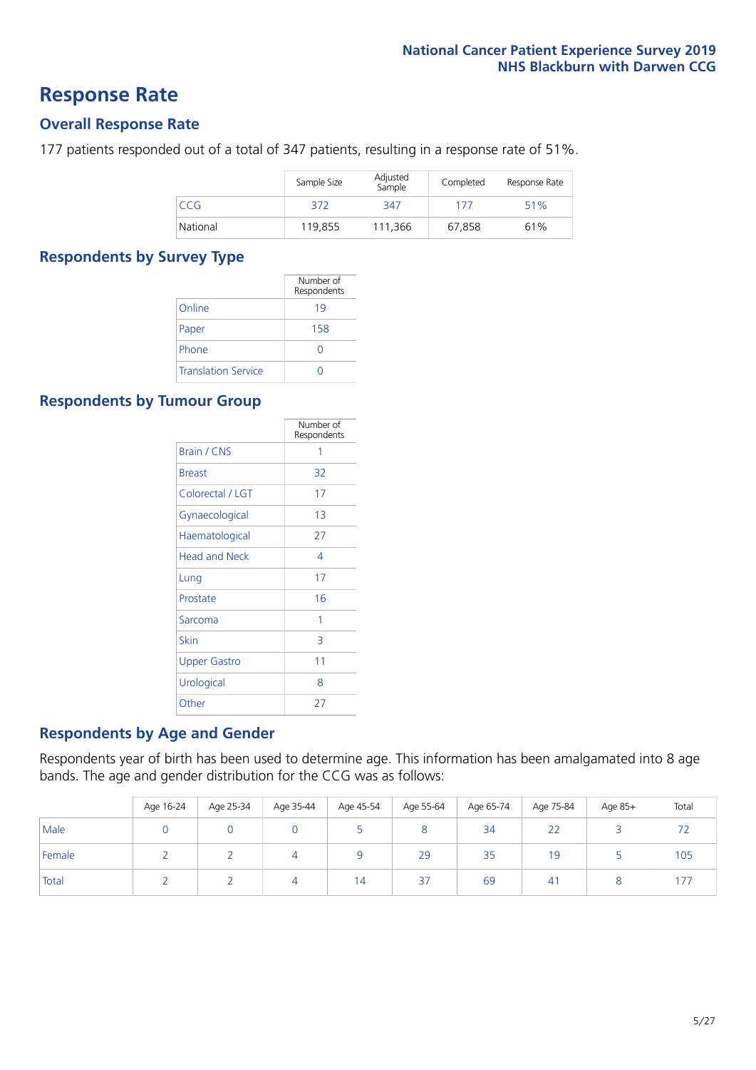# Response Rate

## Overall Response Rate

177 patients responded out of a total of 347 patients, resulting in a response rate of 51%.

| | Sample Size | Adjusted Sample | Completed | Response Rate |
|---|---|---|---|---|
| CCG | 372 | 347 | 177 | 51% |
| National | 119,855 | 111,366 | 67,858 | 61% |

## Respondents by Survey Type

| | Number of Respondents |
|---|---|
| Online | 19 |
| Paper | 158 |
| Phone | 0 |
| Translation Service | 0 |

## Respondents by Tumour Group

| | Number of Respondents |
|---|---|
| Brain / CNS | 1 |
| Breast | 32 |
| Colorectal / LGT | 17 |
| Gynaecological | 13 |
| Haematological | 27 |
| Head and Neck | 4 |
| Lung | 17 |
| Prostate | 16 |
| Sarcoma | 1 |
| Skin | 3 |
| Upper Gastro | 11 |
| Urological | 8 |
| Other | 27 |

## Respondents by Age and Gender

Respondents year of birth has been used to determine age. This information has been amalgamated into 8 age bands. The age and gender distribution for the CCG was as follows:

| | Age 16-24 | Age 25-34 | Age 35-44 | Age 45-54 | Age 55-64 | Age 65-74 | Age 75-84 | Age 85+ | Total |
|---|---|---|---|---|---|---|---|---|---|
| Male | 0 | 0 | 0 | 5 | 8 | 34 | 22 | 3 | 72 |
| Female | 2 | 2 | 4 | 9 | 29 | 35 | 19 | 5 | 105 |
| Total | 2 | 2 | 4 | 14 | 37 | 69 | 41 | 8 | 177 |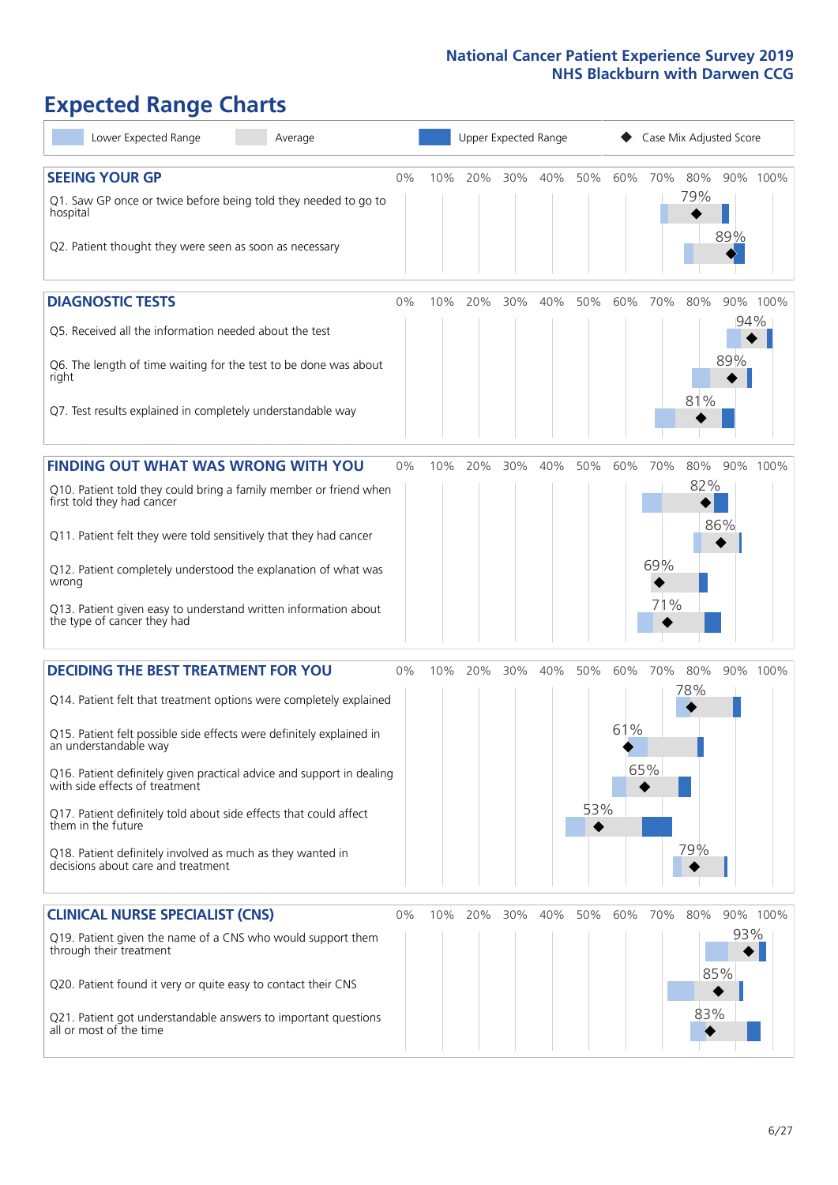# Expected Range Charts

Lower Expected Range | Average | Upper Expected Range | Case Mix Adjusted Score

## SEEING YOUR GP

| Question | Case Mix Adjusted Score |
|---|---|
| Q1. Saw GP once or twice before being told they needed to go to hospital | 79% |
| Q2. Patient thought they were seen as soon as necessary | 89% |

## DIAGNOSTIC TESTS

| Question | Case Mix Adjusted Score |
|---|---|
| Q5. Received all the information needed about the test | 94% |
| Q6. The length of time waiting for the test to be done was about right | 89% |
| Q7. Test results explained in completely understandable way | 81% |

## FINDING OUT WHAT WAS WRONG WITH YOU

| Question | Case Mix Adjusted Score |
|---|---|
| Q10. Patient told they could bring a family member or friend when first told they had cancer | 82% |
| Q11. Patient felt they were told sensitively that they had cancer | 86% |
| Q12. Patient completely understood the explanation of what was wrong | 69% |
| Q13. Patient given easy to understand written information about the type of cancer they had | 71% |

## DECIDING THE BEST TREATMENT FOR YOU

| Question | Case Mix Adjusted Score |
|---|---|
| Q14. Patient felt that treatment options were completely explained | 78% |
| Q15. Patient felt possible side effects were definitely explained in an understandable way | 61% |
| Q16. Patient definitely given practical advice and support in dealing with side effects of treatment | 65% |
| Q17. Patient definitely told about side effects that could affect them in the future | 53% |
| Q18. Patient definitely involved as much as they wanted in decisions about care and treatment | 79% |

## CLINICAL NURSE SPECIALIST (CNS)

| Question | Case Mix Adjusted Score |
|---|---|
| Q19. Patient given the name of a CNS who would support them through their treatment | 93% |
| Q20. Patient found it very or quite easy to contact their CNS | 85% |
| Q21. Patient got understandable answers to important questions all or most of the time | 83% |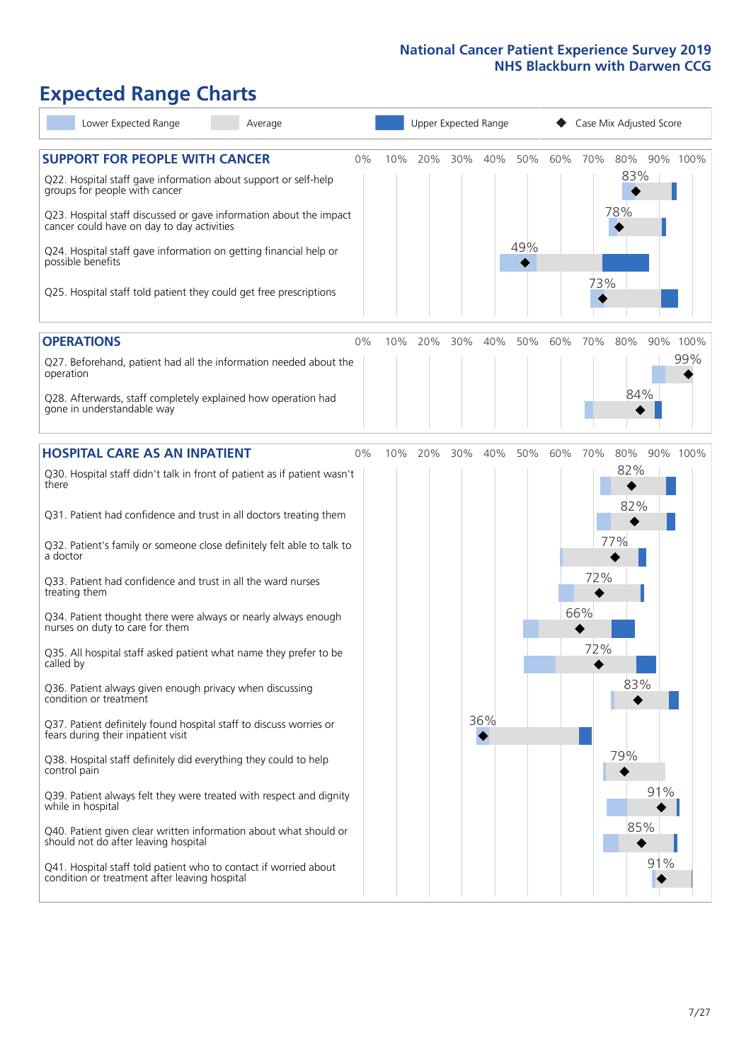# Expected Range Charts

Lower Expected Range | Average | Upper Expected Range | Case Mix Adjusted Score

## SUPPORT FOR PEOPLE WITH CANCER

| Question | Case Mix Adjusted Score |
|---|---|
| Q22. Hospital staff gave information about support or self-help groups for people with cancer | 83% |
| Q23. Hospital staff discussed or gave information about the impact cancer could have on day to day activities | 78% |
| Q24. Hospital staff gave information on getting financial help or possible benefits | 49% |
| Q25. Hospital staff told patient they could get free prescriptions | 73% |

## OPERATIONS

| Question | Case Mix Adjusted Score |
|---|---|
| Q27. Beforehand, patient had all the information needed about the operation | 99% |
| Q28. Afterwards, staff completely explained how operation had gone in understandable way | 84% |

## HOSPITAL CARE AS AN INPATIENT

| Question | Case Mix Adjusted Score |
|---|---|
| Q30. Hospital staff didn't talk in front of patient as if patient wasn't there | 82% |
| Q31. Patient had confidence and trust in all doctors treating them | 82% |
| Q32. Patient's family or someone close definitely felt able to talk to a doctor | 77% |
| Q33. Patient had confidence and trust in all the ward nurses treating them | 72% |
| Q34. Patient thought there were always or nearly always enough nurses on duty to care for them | 66% |
| Q35. All hospital staff asked patient what name they prefer to be called by | 72% |
| Q36. Patient always given enough privacy when discussing condition or treatment | 83% |
| Q37. Patient definitely found hospital staff to discuss worries or fears during their inpatient visit | 36% |
| Q38. Hospital staff definitely did everything they could to help control pain | 79% |
| Q39. Patient always felt they were treated with respect and dignity while in hospital | 91% |
| Q40. Patient given clear written information about what should or should not do after leaving hospital | 85% |
| Q41. Hospital staff told patient who to contact if worried about condition or treatment after leaving hospital | 91% |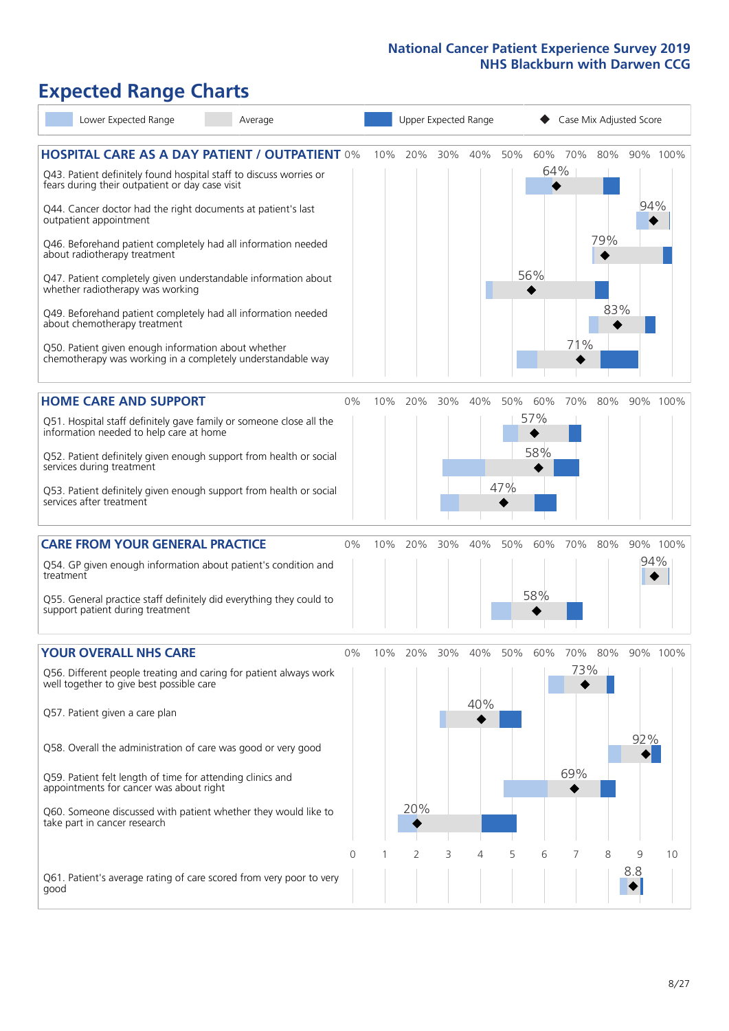# Expected Range Charts

Lower Expected Range | Average | Upper Expected Range | Case Mix Adjusted Score

## HOSPITAL CARE AS A DAY PATIENT / OUTPATIENT

| Question | Case Mix Adjusted Score |
|---|---|
| Q43. Patient definitely found hospital staff to discuss worries or fears during their outpatient or day case visit | 64% |
| Q44. Cancer doctor had the right documents at patient's last outpatient appointment | 94% |
| Q46. Beforehand patient completely had all information needed about radiotherapy treatment | 79% |
| Q47. Patient completely given understandable information about whether radiotherapy was working | 56% |
| Q49. Beforehand patient completely had all information needed about chemotherapy treatment | 83% |
| Q50. Patient given enough information about whether chemotherapy was working in a completely understandable way | 71% |

## HOME CARE AND SUPPORT

| Question | Case Mix Adjusted Score |
|---|---|
| Q51. Hospital staff definitely gave family or someone close all the information needed to help care at home | 57% |
| Q52. Patient definitely given enough support from health or social services during treatment | 58% |
| Q53. Patient definitely given enough support from health or social services after treatment | 47% |

## CARE FROM YOUR GENERAL PRACTICE

| Question | Case Mix Adjusted Score |
|---|---|
| Q54. GP given enough information about patient's condition and treatment | 94% |
| Q55. General practice staff definitely did everything they could to support patient during treatment | 58% |

## YOUR OVERALL NHS CARE

| Question | Case Mix Adjusted Score |
|---|---|
| Q56. Different people treating and caring for patient always work well together to give best possible care | 73% |
| Q57. Patient given a care plan | 40% |
| Q58. Overall the administration of care was good or very good | 92% |
| Q59. Patient felt length of time for attending clinics and appointments for cancer was about right | 69% |
| Q60. Someone discussed with patient whether they would like to take part in cancer research | 20% |
| Q61. Patient's average rating of care scored from very poor to very good | 8.8 |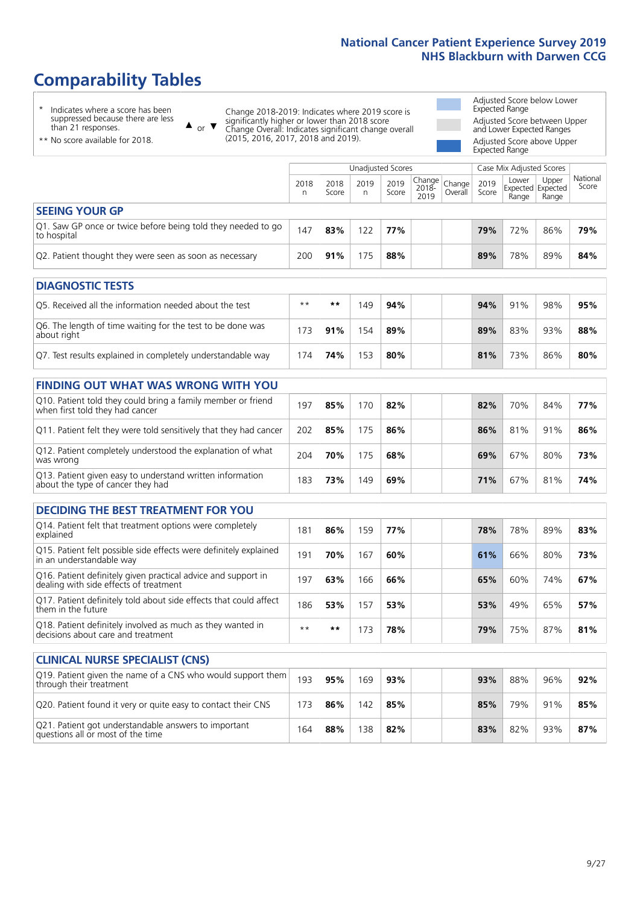# Comparability Tables

\* Indicates where a score has been suppressed because there are less than 21 responses.

\*\* No score available for 2018.

▲ or ▼ Change 2018-2019: Indicates where 2019 score is significantly higher or lower than 2018 score. Change Overall: Indicates significant change overall (2015, 2016, 2017, 2018 and 2019).

Adjusted Score below Lower Expected Range

Adjusted Score between Upper and Lower Expected Ranges

Adjusted Score above Upper Expected Range

| | Unadjusted Scores | | | | | | Case Mix Adjusted Scores | | | |
|---|---|---|---|---|---|---|---|---|---|---|
| | 2018 n | 2018 Score | 2019 n | 2019 Score | Change 2018-2019 | Change Overall | 2019 Score | Lower Expected Range | Upper Expected Range | National Score |
| **SEEING YOUR GP** | | | | | | | | | | |
| Q1. Saw GP once or twice before being told they needed to go to hospital | 147 | **83%** | 122 | **77%** | | | **79%** | 72% | 86% | **79%** |
| Q2. Patient thought they were seen as soon as necessary | 200 | **91%** | 175 | **88%** | | | **89%** | 78% | 89% | **84%** |
| **DIAGNOSTIC TESTS** | | | | | | | | | | |
| Q5. Received all the information needed about the test | ** | ** | 149 | **94%** | | | **94%** | 91% | 98% | **95%** |
| Q6. The length of time waiting for the test to be done was about right | 173 | **91%** | 154 | **89%** | | | **89%** | 83% | 93% | **88%** |
| Q7. Test results explained in completely understandable way | 174 | **74%** | 153 | **80%** | | | **81%** | 73% | 86% | **80%** |
| **FINDING OUT WHAT WAS WRONG WITH YOU** | | | | | | | | | | |
| Q10. Patient told they could bring a family member or friend when first told they had cancer | 197 | **85%** | 170 | **82%** | | | **82%** | 70% | 84% | **77%** |
| Q11. Patient felt they were told sensitively that they had cancer | 202 | **85%** | 175 | **86%** | | | **86%** | 81% | 91% | **86%** |
| Q12. Patient completely understood the explanation of what was wrong | 204 | **70%** | 175 | **68%** | | | **69%** | 67% | 80% | **73%** |
| Q13. Patient given easy to understand written information about the type of cancer they had | 183 | **73%** | 149 | **69%** | | | **71%** | 67% | 81% | **74%** |
| **DECIDING THE BEST TREATMENT FOR YOU** | | | | | | | | | | |
| Q14. Patient felt that treatment options were completely explained | 181 | **86%** | 159 | **77%** | | | **78%** | 78% | 89% | **83%** |
| Q15. Patient felt possible side effects were definitely explained in an understandable way | 191 | **70%** | 167 | **60%** | | | **61%** | 66% | 80% | **73%** |
| Q16. Patient definitely given practical advice and support in dealing with side effects of treatment | 197 | **63%** | 166 | **66%** | | | **65%** | 60% | 74% | **67%** |
| Q17. Patient definitely told about side effects that could affect them in the future | 186 | **53%** | 157 | **53%** | | | **53%** | 49% | 65% | **57%** |
| Q18. Patient definitely involved as much as they wanted in decisions about care and treatment | ** | ** | 173 | **78%** | | | **79%** | 75% | 87% | **81%** |
| **CLINICAL NURSE SPECIALIST (CNS)** | | | | | | | | | | |
| Q19. Patient given the name of a CNS who would support them through their treatment | 193 | **95%** | 169 | **93%** | | | **93%** | 88% | 96% | **92%** |
| Q20. Patient found it very or quite easy to contact their CNS | 173 | **86%** | 142 | **85%** | | | **85%** | 79% | 91% | **85%** |
| Q21. Patient got understandable answers to important questions all or most of the time | 164 | **88%** | 138 | **82%** | | | **83%** | 82% | 93% | **87%** |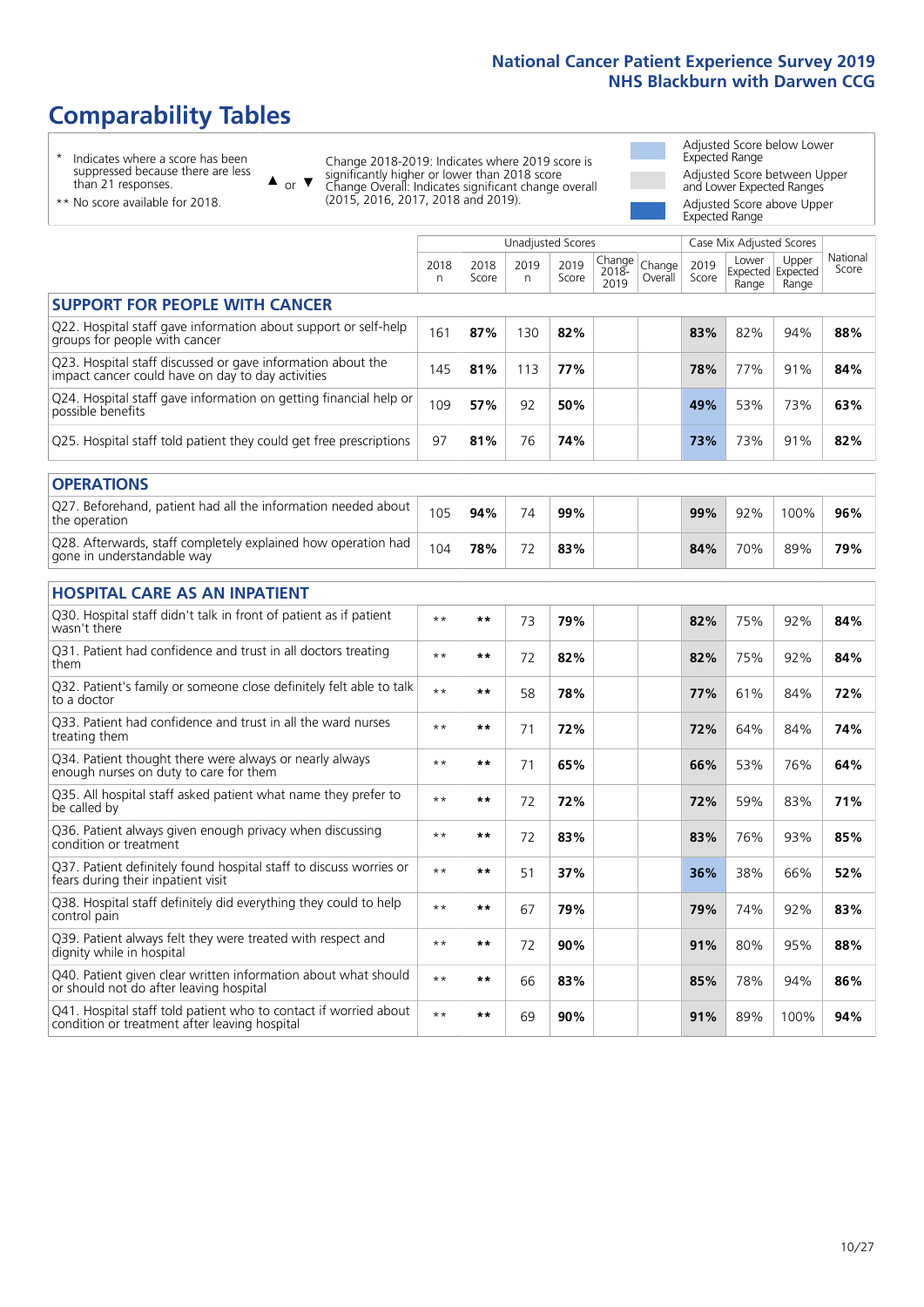# Comparability Tables

\* Indicates where a score has been suppressed because there are less than 21 responses.

** No score available for 2018.

▲ or ▼ Change 2018-2019: Indicates where 2019 score is significantly higher or lower than 2018 score. Change Overall: Indicates significant change overall (2015, 2016, 2017, 2018 and 2019).

Adjusted Score below Lower Expected Range

Adjusted Score between Upper and Lower Expected Ranges

Adjusted Score above Upper Expected Range

| | Unadjusted Scores | | | | | | Case Mix Adjusted Scores | | | |
|---|---|---|---|---|---|---|---|---|---|---|
| | 2018 n | 2018 Score | 2019 n | 2019 Score | Change 2018-2019 | Change Overall | 2019 Score | Lower Expected Range | Upper Expected Range | National Score |
| **SUPPORT FOR PEOPLE WITH CANCER** | | | | | | | | | | |
| Q22. Hospital staff gave information about support or self-help groups for people with cancer | 161 | **87%** | 130 | **82%** | | | **83%** | 82% | 94% | **88%** |
| Q23. Hospital staff discussed or gave information about the impact cancer could have on day to day activities | 145 | **81%** | 113 | **77%** | | | **78%** | 77% | 91% | **84%** |
| Q24. Hospital staff gave information on getting financial help or possible benefits | 109 | **57%** | 92 | **50%** | | | **49%** | 53% | 73% | **63%** |
| Q25. Hospital staff told patient they could get free prescriptions | 97 | **81%** | 76 | **74%** | | | **73%** | 73% | 91% | **82%** |
| **OPERATIONS** | | | | | | | | | | |
| Q27. Beforehand, patient had all the information needed about the operation | 105 | **94%** | 74 | **99%** | | | **99%** | 92% | 100% | **96%** |
| Q28. Afterwards, staff completely explained how operation had gone in understandable way | 104 | **78%** | 72 | **83%** | | | **84%** | 70% | 89% | **79%** |
| **HOSPITAL CARE AS AN INPATIENT** | | | | | | | | | | |
| Q30. Hospital staff didn't talk in front of patient as if patient wasn't there | ** | ** | 73 | **79%** | | | **82%** | 75% | 92% | **84%** |
| Q31. Patient had confidence and trust in all doctors treating them | ** | ** | 72 | **82%** | | | **82%** | 75% | 92% | **84%** |
| Q32. Patient's family or someone close definitely felt able to talk to a doctor | ** | ** | 58 | **78%** | | | **77%** | 61% | 84% | **72%** |
| Q33. Patient had confidence and trust in all the ward nurses treating them | ** | ** | 71 | **72%** | | | **72%** | 64% | 84% | **74%** |
| Q34. Patient thought there were always or nearly always enough nurses on duty to care for them | ** | ** | 71 | **65%** | | | **66%** | 53% | 76% | **64%** |
| Q35. All hospital staff asked patient what name they prefer to be called by | ** | ** | 72 | **72%** | | | **72%** | 59% | 83% | **71%** |
| Q36. Patient always given enough privacy when discussing condition or treatment | ** | ** | 72 | **83%** | | | **83%** | 76% | 93% | **85%** |
| Q37. Patient definitely found hospital staff to discuss worries or fears during their inpatient visit | ** | ** | 51 | **37%** | | | **36%** | 38% | 66% | **52%** |
| Q38. Hospital staff definitely did everything they could to help control pain | ** | ** | 67 | **79%** | | | **79%** | 74% | 92% | **83%** |
| Q39. Patient always felt they were treated with respect and dignity while in hospital | ** | ** | 72 | **90%** | | | **91%** | 80% | 95% | **88%** |
| Q40. Patient given clear written information about what should or should not do after leaving hospital | ** | ** | 66 | **83%** | | | **85%** | 78% | 94% | **86%** |
| Q41. Hospital staff told patient who to contact if worried about condition or treatment after leaving hospital | ** | ** | 69 | **90%** | | | **91%** | 89% | 100% | **94%** |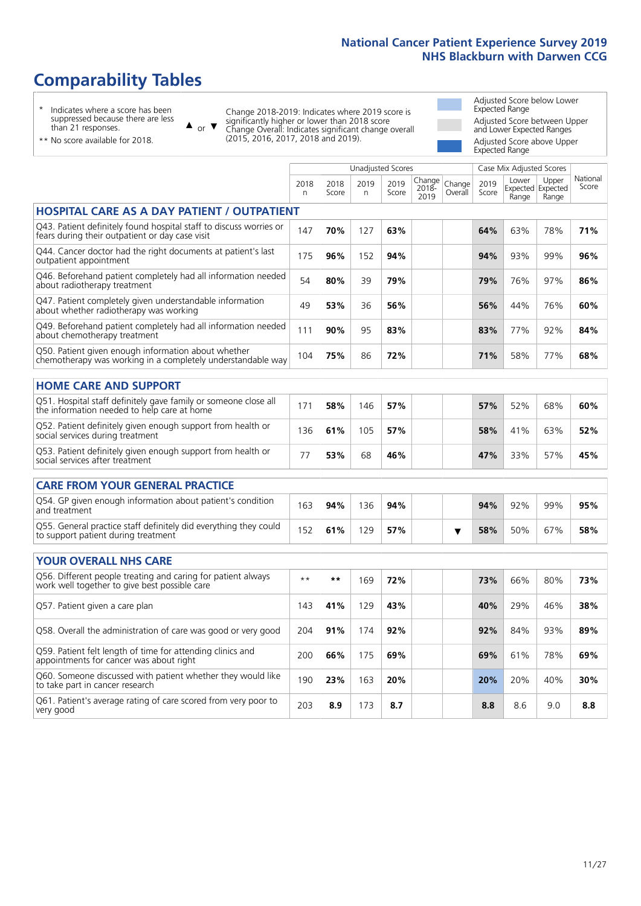# Comparability Tables

- \* Indicates where a score has been suppressed because there are less than 21 responses.
- \*\* No score available for 2018.

▲ or ▼ Change 2018-2019: Indicates where 2019 score is significantly higher or lower than 2018 score. Change Overall: Indicates significant change overall (2015, 2016, 2017, 2018 and 2019).

- Adjusted Score below Lower Expected Range
- Adjusted Score between Upper and Lower Expected Ranges
- Adjusted Score above Upper Expected Range

| | Unadjusted Scores | | | | | | Case Mix Adjusted Scores | | | |
|---|---|---|---|---|---|---|---|---|---|---|
| | 2018 n | 2018 Score | 2019 n | 2019 Score | Change 2018-2019 | Change Overall | 2019 Score | Lower Expected Range | Upper Expected Range | National Score |
| **HOSPITAL CARE AS A DAY PATIENT / OUTPATIENT** | | | | | | | | | | |
| Q43. Patient definitely found hospital staff to discuss worries or fears during their outpatient or day case visit | 147 | **70%** | 127 | **63%** | | | **64%** | 63% | 78% | **71%** |
| Q44. Cancer doctor had the right documents at patient's last outpatient appointment | 175 | **96%** | 152 | **94%** | | | **94%** | 93% | 99% | **96%** |
| Q46. Beforehand patient completely had all information needed about radiotherapy treatment | 54 | **80%** | 39 | **79%** | | | **79%** | 76% | 97% | **86%** |
| Q47. Patient completely given understandable information about whether radiotherapy was working | 49 | **53%** | 36 | **56%** | | | **56%** | 44% | 76% | **60%** |
| Q49. Beforehand patient completely had all information needed about chemotherapy treatment | 111 | **90%** | 95 | **83%** | | | **83%** | 77% | 92% | **84%** |
| Q50. Patient given enough information about whether chemotherapy was working in a completely understandable way | 104 | **75%** | 86 | **72%** | | | **71%** | 58% | 77% | **68%** |
| **HOME CARE AND SUPPORT** | | | | | | | | | | |
| Q51. Hospital staff definitely gave family or someone close all the information needed to help care at home | 171 | **58%** | 146 | **57%** | | | **57%** | 52% | 68% | **60%** |
| Q52. Patient definitely given enough support from health or social services during treatment | 136 | **61%** | 105 | **57%** | | | **58%** | 41% | 63% | **52%** |
| Q53. Patient definitely given enough support from health or social services after treatment | 77 | **53%** | 68 | **46%** | | | **47%** | 33% | 57% | **45%** |
| **CARE FROM YOUR GENERAL PRACTICE** | | | | | | | | | | |
| Q54. GP given enough information about patient's condition and treatment | 163 | **94%** | 136 | **94%** | | | **94%** | 92% | 99% | **95%** |
| Q55. General practice staff definitely did everything they could to support patient during treatment | 152 | **61%** | 129 | **57%** | | ▼ | **58%** | 50% | 67% | **58%** |
| **YOUR OVERALL NHS CARE** | | | | | | | | | | |
| Q56. Different people treating and caring for patient always work well together to give best possible care | ** | ** | 169 | **72%** | | | **73%** | 66% | 80% | **73%** |
| Q57. Patient given a care plan | 143 | **41%** | 129 | **43%** | | | **40%** | 29% | 46% | **38%** |
| Q58. Overall the administration of care was good or very good | 204 | **91%** | 174 | **92%** | | | **92%** | 84% | 93% | **89%** |
| Q59. Patient felt length of time for attending clinics and appointments for cancer was about right | 200 | **66%** | 175 | **69%** | | | **69%** | 61% | 78% | **69%** |
| Q60. Someone discussed with patient whether they would like to take part in cancer research | 190 | **23%** | 163 | **20%** | | | **20%** | 20% | 40% | **30%** |
| Q61. Patient's average rating of care scored from very poor to very good | 203 | **8.9** | 173 | **8.7** | | | **8.8** | 8.6 | 9.0 | **8.8** |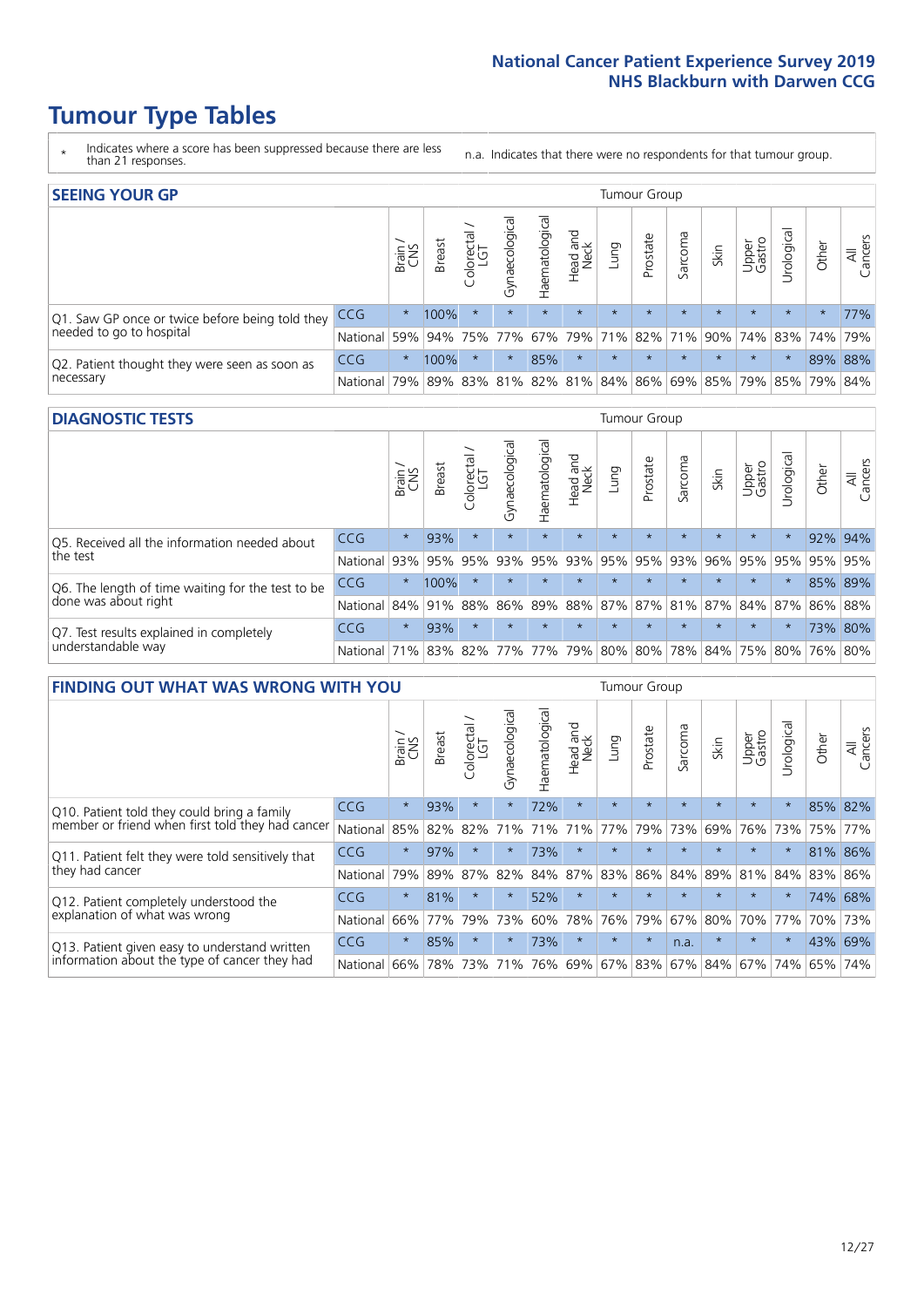# Tumour Type Tables

\* Indicates where a score has been suppressed because there are less than 21 responses.

n.a. Indicates that there were no respondents for that tumour group.

## SEEING YOUR GP

| | | Brain / CNS | Breast | Colorectal / LGT | Gynaecological | Haematological | Head and Neck | Lung | Prostate | Sarcoma | Skin | Upper Gastro | Urological | Other | All Cancers |
|---|---|---|---|---|---|---|---|---|---|---|---|---|---|---|---|
| Q1. Saw GP once or twice before being told they needed to go to hospital | CCG | * | 100% | * | * | * | * | * | * | * | * | * | * | * | 77% |
| | National | 59% | 94% | 75% | 77% | 67% | 79% | 71% | 82% | 71% | 90% | 74% | 83% | 74% | 79% |
| Q2. Patient thought they were seen as soon as necessary | CCG | * | 100% | * | * | 85% | * | * | * | * | * | * | * | 89% | 88% |
| | National | 79% | 89% | 83% | 81% | 82% | 81% | 84% | 86% | 69% | 85% | 79% | 85% | 79% | 84% |

## DIAGNOSTIC TESTS

| | | Brain / CNS | Breast | Colorectal / LGT | Gynaecological | Haematological | Head and Neck | Lung | Prostate | Sarcoma | Skin | Upper Gastro | Urological | Other | All Cancers |
|---|---|---|---|---|---|---|---|---|---|---|---|---|---|---|---|
| Q5. Received all the information needed about the test | CCG | * | 93% | * | * | * | * | * | * | * | * | * | * | 92% | 94% |
| | National | 93% | 95% | 95% | 93% | 95% | 93% | 95% | 95% | 93% | 96% | 95% | 95% | 95% | 95% |
| Q6. The length of time waiting for the test to be done was about right | CCG | * | 100% | * | * | * | * | * | * | * | * | * | * | 85% | 89% |
| | National | 84% | 91% | 88% | 86% | 89% | 88% | 87% | 87% | 81% | 87% | 84% | 87% | 86% | 88% |
| Q7. Test results explained in completely understandable way | CCG | * | 93% | * | * | * | * | * | * | * | * | * | * | 73% | 80% |
| | National | 71% | 83% | 82% | 77% | 77% | 79% | 80% | 80% | 78% | 84% | 75% | 80% | 76% | 80% |

## FINDING OUT WHAT WAS WRONG WITH YOU

| | | Brain / CNS | Breast | Colorectal / LGT | Gynaecological | Haematological | Head and Neck | Lung | Prostate | Sarcoma | Skin | Upper Gastro | Urological | Other | All Cancers |
|---|---|---|---|---|---|---|---|---|---|---|---|---|---|---|---|
| Q10. Patient told they could bring a family member or friend when first told they had cancer | CCG | * | 93% | * | * | 72% | * | * | * | * | * | * | * | 85% | 82% |
| | National | 85% | 82% | 82% | 71% | 71% | 71% | 77% | 79% | 73% | 69% | 76% | 73% | 75% | 77% |
| Q11. Patient felt they were told sensitively that they had cancer | CCG | * | 97% | * | * | 73% | * | * | * | * | * | * | * | 81% | 86% |
| | National | 79% | 89% | 87% | 82% | 84% | 87% | 83% | 86% | 84% | 89% | 81% | 84% | 83% | 86% |
| Q12. Patient completely understood the explanation of what was wrong | CCG | * | 81% | * | * | 52% | * | * | * | * | * | * | * | 74% | 68% |
| | National | 66% | 77% | 79% | 73% | 60% | 78% | 76% | 79% | 67% | 80% | 70% | 77% | 70% | 73% |
| Q13. Patient given easy to understand written information about the type of cancer they had | CCG | * | 85% | * | * | 73% | * | * | * | n.a. | * | * | * | 43% | 69% |
| | National | 66% | 78% | 73% | 71% | 76% | 69% | 67% | 83% | 67% | 84% | 67% | 74% | 65% | 74% |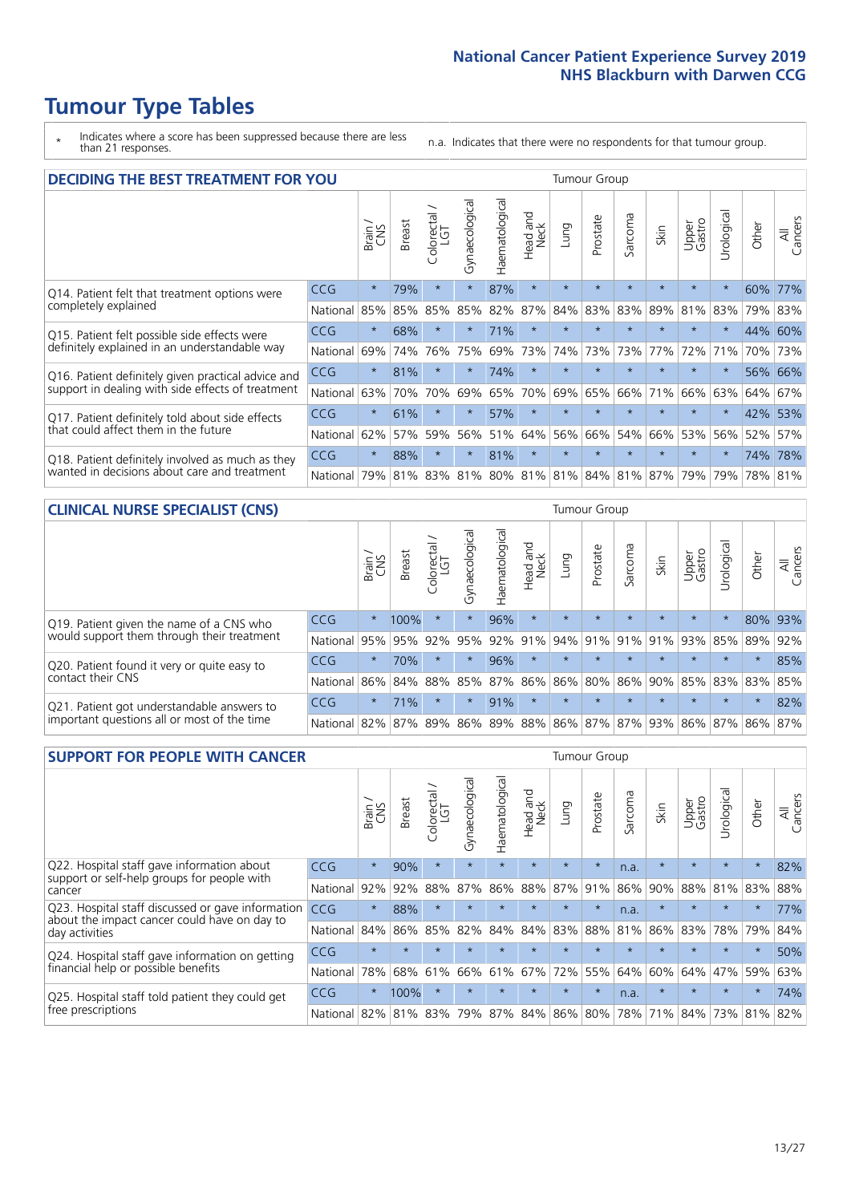# Tumour Type Tables

\* Indicates where a score has been suppressed because there are less than 21 responses.

n.a. Indicates that there were no respondents for that tumour group.

## DECIDING THE BEST TREATMENT FOR YOU

| | | Brain / CNS | Breast | Colorectal / LGT | Gynaecological | Haematological | Head and Neck | Lung | Prostate | Sarcoma | Skin | Upper Gastro | Urological | Other | All Cancers |
|---|---|---|---|---|---|---|---|---|---|---|---|---|---|---|---|
| Q14. Patient felt that treatment options were completely explained | CCG | * | 79% | * | * | 87% | * | * | * | * | * | * | * | 60% | 77% |
| | National | 85% | 85% | 85% | 85% | 82% | 87% | 84% | 83% | 83% | 89% | 81% | 83% | 79% | 83% |
| Q15. Patient felt possible side effects were definitely explained in an understandable way | CCG | * | 68% | * | * | 71% | * | * | * | * | * | * | * | 44% | 60% |
| | National | 69% | 74% | 76% | 75% | 69% | 73% | 74% | 73% | 73% | 77% | 72% | 71% | 70% | 73% |
| Q16. Patient definitely given practical advice and support in dealing with side effects of treatment | CCG | * | 81% | * | * | 74% | * | * | * | * | * | * | * | 56% | 66% |
| | National | 63% | 70% | 70% | 69% | 65% | 70% | 69% | 65% | 66% | 71% | 66% | 63% | 64% | 67% |
| Q17. Patient definitely told about side effects that could affect them in the future | CCG | * | 61% | * | * | 57% | * | * | * | * | * | * | * | 42% | 53% |
| | National | 62% | 57% | 59% | 56% | 51% | 64% | 56% | 66% | 54% | 66% | 53% | 56% | 52% | 57% |
| Q18. Patient definitely involved as much as they wanted in decisions about care and treatment | CCG | * | 88% | * | * | 81% | * | * | * | * | * | * | * | 74% | 78% |
| | National | 79% | 81% | 83% | 81% | 80% | 81% | 81% | 84% | 81% | 87% | 79% | 79% | 78% | 81% |

## CLINICAL NURSE SPECIALIST (CNS)

| | | Brain / CNS | Breast | Colorectal / LGT | Gynaecological | Haematological | Head and Neck | Lung | Prostate | Sarcoma | Skin | Upper Gastro | Urological | Other | All Cancers |
|---|---|---|---|---|---|---|---|---|---|---|---|---|---|---|---|
| Q19. Patient given the name of a CNS who would support them through their treatment | CCG | * | 100% | * | * | 96% | * | * | * | * | * | * | * | 80% | 93% |
| | National | 95% | 95% | 92% | 95% | 92% | 91% | 94% | 91% | 91% | 91% | 93% | 85% | 89% | 92% |
| Q20. Patient found it very or quite easy to contact their CNS | CCG | * | 70% | * | * | 96% | * | * | * | * | * | * | * | * | 85% |
| | National | 86% | 84% | 88% | 85% | 87% | 86% | 86% | 80% | 86% | 90% | 85% | 83% | 83% | 85% |
| Q21. Patient got understandable answers to important questions all or most of the time | CCG | * | 71% | * | * | 91% | * | * | * | * | * | * | * | * | 82% |
| | National | 82% | 87% | 89% | 86% | 89% | 88% | 86% | 87% | 87% | 93% | 86% | 87% | 86% | 87% |

## SUPPORT FOR PEOPLE WITH CANCER

| | | Brain / CNS | Breast | Colorectal / LGT | Gynaecological | Haematological | Head and Neck | Lung | Prostate | Sarcoma | Skin | Upper Gastro | Urological | Other | All Cancers |
|---|---|---|---|---|---|---|---|---|---|---|---|---|---|---|---|
| Q22. Hospital staff gave information about support or self-help groups for people with cancer | CCG | * | 90% | * | * | * | * | * | * | n.a. | * | * | * | * | 82% |
| | National | 92% | 92% | 88% | 87% | 86% | 88% | 87% | 91% | 86% | 90% | 88% | 81% | 83% | 88% |
| Q23. Hospital staff discussed or gave information about the impact cancer could have on day to day activities | CCG | * | 88% | * | * | * | * | * | * | n.a. | * | * | * | * | 77% |
| | National | 84% | 86% | 85% | 82% | 84% | 84% | 83% | 88% | 81% | 86% | 83% | 78% | 79% | 84% |
| Q24. Hospital staff gave information on getting financial help or possible benefits | CCG | * | * | * | * | * | * | * | * | * | * | * | * | * | 50% |
| | National | 78% | 68% | 61% | 66% | 61% | 67% | 72% | 55% | 64% | 60% | 64% | 47% | 59% | 63% |
| Q25. Hospital staff told patient they could get free prescriptions | CCG | * | 100% | * | * | * | * | * | * | n.a. | * | * | * | * | 74% |
| | National | 82% | 81% | 83% | 79% | 87% | 84% | 86% | 80% | 78% | 71% | 84% | 73% | 81% | 82% |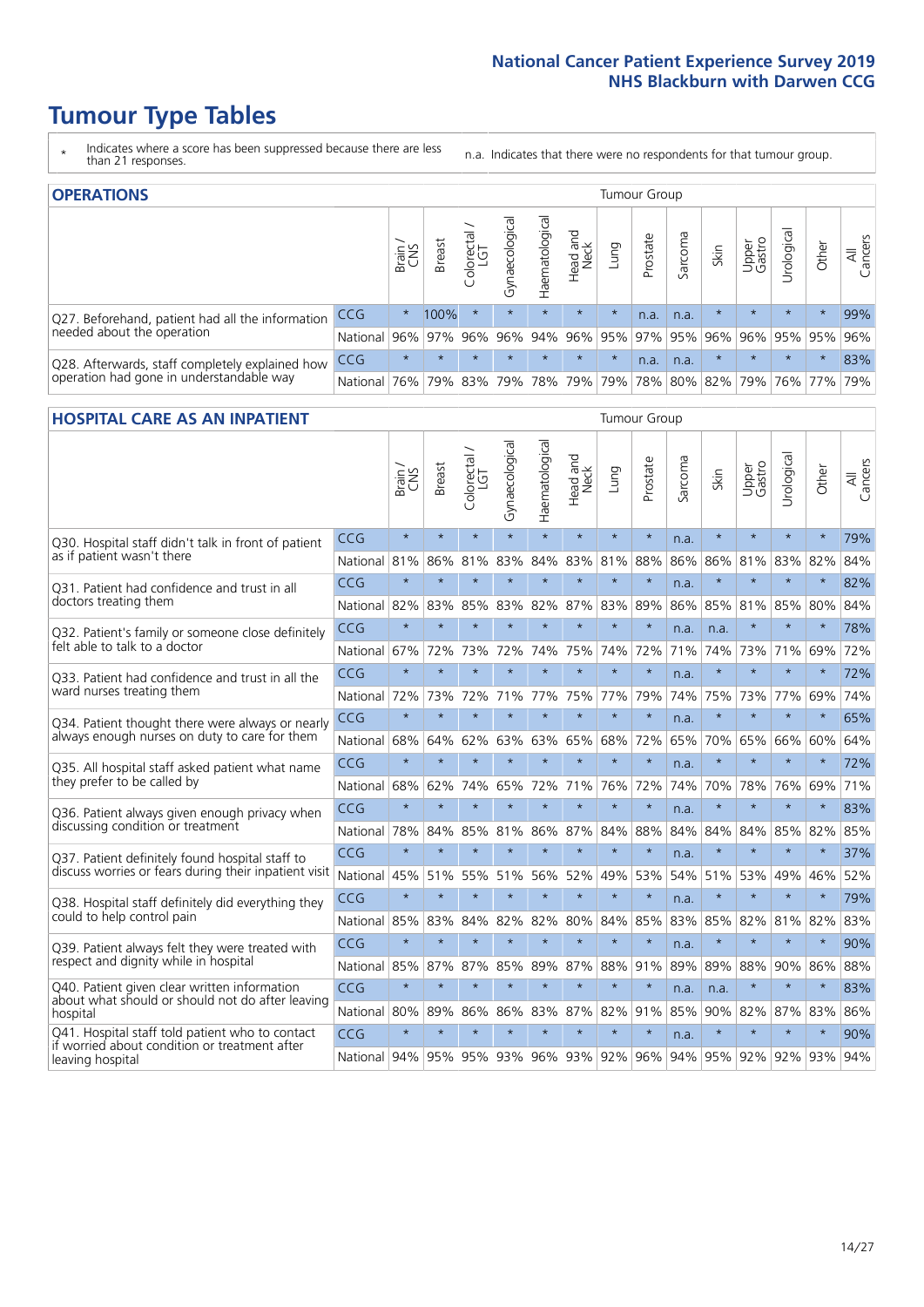# Tumour Type Tables

\* Indicates where a score has been suppressed because there are less than 21 responses.

n.a. Indicates that there were no respondents for that tumour group.

## OPERATIONS

| | | Brain / CNS | Breast | Colorectal / LGT | Gynaecological | Haematological | Head and Neck | Lung | Prostate | Sarcoma | Skin | Upper Gastro | Urological | Other | All Cancers |
|---|---|---|---|---|---|---|---|---|---|---|---|---|---|---|---|
| Q27. Beforehand, patient had all the information needed about the operation | CCG | * | 100% | * | * | * | * | * | n.a. | n.a. | * | * | * | * | 99% |
| | National | 96% | 97% | 96% | 96% | 94% | 96% | 95% | 97% | 95% | 96% | 96% | 95% | 95% | 96% |
| Q28. Afterwards, staff completely explained how operation had gone in understandable way | CCG | * | * | * | * | * | * | * | n.a. | n.a. | * | * | * | * | 83% |
| | National | 76% | 79% | 83% | 79% | 78% | 79% | 79% | 78% | 80% | 82% | 79% | 76% | 77% | 79% |

## HOSPITAL CARE AS AN INPATIENT

| | | Brain / CNS | Breast | Colorectal / LGT | Gynaecological | Haematological | Head and Neck | Lung | Prostate | Sarcoma | Skin | Upper Gastro | Urological | Other | All Cancers |
|---|---|---|---|---|---|---|---|---|---|---|---|---|---|---|---|
| Q30. Hospital staff didn't talk in front of patient as if patient wasn't there | CCG | * | * | * | * | * | * | * | * | n.a. | * | * | * | * | 79% |
| | National | 81% | 86% | 81% | 83% | 84% | 83% | 81% | 88% | 86% | 86% | 81% | 83% | 82% | 84% |
| Q31. Patient had confidence and trust in all doctors treating them | CCG | * | * | * | * | * | * | * | * | n.a. | * | * | * | * | 82% |
| | National | 82% | 83% | 85% | 83% | 82% | 87% | 83% | 89% | 86% | 85% | 81% | 85% | 80% | 84% |
| Q32. Patient's family or someone close definitely felt able to talk to a doctor | CCG | * | * | * | * | * | * | * | * | n.a. | n.a. | * | * | * | 78% |
| | National | 67% | 72% | 73% | 72% | 74% | 75% | 74% | 72% | 71% | 74% | 73% | 71% | 69% | 72% |
| Q33. Patient had confidence and trust in all the ward nurses treating them | CCG | * | * | * | * | * | * | * | * | n.a. | * | * | * | * | 72% |
| | National | 72% | 73% | 72% | 71% | 77% | 75% | 77% | 79% | 74% | 75% | 73% | 77% | 69% | 74% |
| Q34. Patient thought there were always or nearly always enough nurses on duty to care for them | CCG | * | * | * | * | * | * | * | * | n.a. | * | * | * | * | 65% |
| | National | 68% | 64% | 62% | 63% | 63% | 65% | 68% | 72% | 65% | 70% | 65% | 66% | 60% | 64% |
| Q35. All hospital staff asked patient what name they prefer to be called by | CCG | * | * | * | * | * | * | * | * | n.a. | * | * | * | * | 72% |
| | National | 68% | 62% | 74% | 65% | 72% | 71% | 76% | 72% | 74% | 70% | 78% | 76% | 69% | 71% |
| Q36. Patient always given enough privacy when discussing condition or treatment | CCG | * | * | * | * | * | * | * | * | n.a. | * | * | * | * | 83% |
| | National | 78% | 84% | 85% | 81% | 86% | 87% | 84% | 88% | 84% | 84% | 84% | 85% | 82% | 85% |
| Q37. Patient definitely found hospital staff to discuss worries or fears during their inpatient visit | CCG | * | * | * | * | * | * | * | * | n.a. | * | * | * | * | 37% |
| | National | 45% | 51% | 55% | 51% | 56% | 52% | 49% | 53% | 54% | 51% | 53% | 49% | 46% | 52% |
| Q38. Hospital staff definitely did everything they could to help control pain | CCG | * | * | * | * | * | * | * | * | n.a. | * | * | * | * | 79% |
| | National | 85% | 83% | 84% | 82% | 82% | 80% | 84% | 85% | 83% | 85% | 82% | 81% | 82% | 83% |
| Q39. Patient always felt they were treated with respect and dignity while in hospital | CCG | * | * | * | * | * | * | * | * | n.a. | * | * | * | * | 90% |
| | National | 85% | 87% | 87% | 85% | 89% | 87% | 88% | 91% | 89% | 89% | 88% | 90% | 86% | 88% |
| Q40. Patient given clear written information about what should or should not do after leaving hospital | CCG | * | * | * | * | * | * | * | * | n.a. | n.a. | * | * | * | 83% |
| | National | 80% | 89% | 86% | 86% | 83% | 87% | 82% | 91% | 85% | 90% | 82% | 87% | 83% | 86% |
| Q41. Hospital staff told patient who to contact if worried about condition or treatment after leaving hospital | CCG | * | * | * | * | * | * | * | * | n.a. | * | * | * | * | 90% |
| | National | 94% | 95% | 95% | 93% | 96% | 93% | 92% | 96% | 94% | 95% | 92% | 92% | 93% | 94% |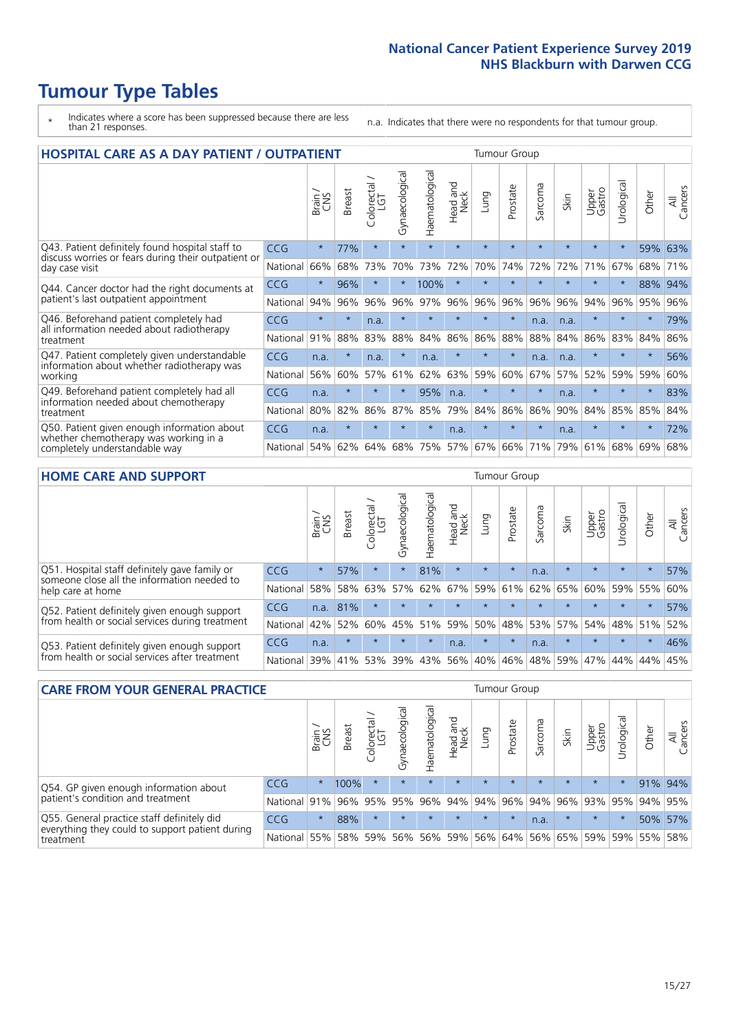# Tumour Type Tables

\* Indicates where a score has been suppressed because there are less than 21 responses.

n.a. Indicates that there were no respondents for that tumour group.

## HOSPITAL CARE AS A DAY PATIENT / OUTPATIENT

| | | Brain / CNS | Breast | Colorectal / LGT | Gynaecological | Haematological | Head and Neck | Lung | Prostate | Sarcoma | Skin | Upper Gastro | Urological | Other | All Cancers |
|---|---|---|---|---|---|---|---|---|---|---|---|---|---|---|---|
| Q43. Patient definitely found hospital staff to discuss worries or fears during their outpatient or day case visit | CCG | * | 77% | * | * | * | * | * | * | * | * | * | * | 59% | 63% |
| | National | 66% | 68% | 73% | 70% | 73% | 72% | 70% | 74% | 72% | 72% | 71% | 67% | 68% | 71% |
| Q44. Cancer doctor had the right documents at patient's last outpatient appointment | CCG | * | 96% | * | * | 100% | * | * | * | * | * | * | * | 88% | 94% |
| | National | 94% | 96% | 96% | 96% | 97% | 96% | 96% | 96% | 96% | 96% | 94% | 96% | 95% | 96% |
| Q46. Beforehand patient completely had all information needed about radiotherapy treatment | CCG | * | * | n.a. | * | * | * | * | * | n.a. | n.a. | * | * | * | 79% |
| | National | 91% | 88% | 83% | 88% | 84% | 86% | 86% | 88% | 88% | 84% | 86% | 83% | 84% | 86% |
| Q47. Patient completely given understandable information about whether radiotherapy was working | CCG | n.a. | * | n.a. | * | n.a. | * | * | * | n.a. | n.a. | * | * | * | 56% |
| | National | 56% | 60% | 57% | 61% | 62% | 63% | 59% | 60% | 67% | 57% | 52% | 59% | 59% | 60% |
| Q49. Beforehand patient completely had all information needed about chemotherapy treatment | CCG | n.a. | * | * | * | 95% | n.a. | * | * | * | n.a. | * | * | * | 83% |
| | National | 80% | 82% | 86% | 87% | 85% | 79% | 84% | 86% | 86% | 90% | 84% | 85% | 85% | 84% |
| Q50. Patient given enough information about whether chemotherapy was working in a completely understandable way | CCG | n.a. | * | * | * | * | n.a. | * | * | * | n.a. | * | * | * | 72% |
| | National | 54% | 62% | 64% | 68% | 75% | 57% | 67% | 66% | 71% | 79% | 61% | 68% | 69% | 68% |

## HOME CARE AND SUPPORT

| | | Brain / CNS | Breast | Colorectal / LGT | Gynaecological | Haematological | Head and Neck | Lung | Prostate | Sarcoma | Skin | Upper Gastro | Urological | Other | All Cancers |
|---|---|---|---|---|---|---|---|---|---|---|---|---|---|---|---|
| Q51. Hospital staff definitely gave family or someone close all the information needed to help care at home | CCG | * | 57% | * | * | 81% | * | * | * | n.a. | * | * | * | * | 57% |
| | National | 58% | 58% | 63% | 57% | 62% | 67% | 59% | 61% | 62% | 65% | 60% | 59% | 55% | 60% |
| Q52. Patient definitely given enough support from health or social services during treatment | CCG | n.a. | 81% | * | * | * | * | * | * | * | * | * | * | * | 57% |
| | National | 42% | 52% | 60% | 45% | 51% | 59% | 50% | 48% | 53% | 57% | 54% | 48% | 51% | 52% |
| Q53. Patient definitely given enough support from health or social services after treatment | CCG | n.a. | * | * | * | * | n.a. | * | * | n.a. | * | * | * | * | 46% |
| | National | 39% | 41% | 53% | 39% | 43% | 56% | 40% | 46% | 48% | 59% | 47% | 44% | 44% | 45% |

## CARE FROM YOUR GENERAL PRACTICE

| | | Brain / CNS | Breast | Colorectal / LGT | Gynaecological | Haematological | Head and Neck | Lung | Prostate | Sarcoma | Skin | Upper Gastro | Urological | Other | All Cancers |
|---|---|---|---|---|---|---|---|---|---|---|---|---|---|---|---|
| Q54. GP given enough information about patient's condition and treatment | CCG | * | 100% | * | * | * | * | * | * | * | * | * | * | 91% | 94% |
| | National | 91% | 96% | 95% | 95% | 96% | 94% | 94% | 96% | 94% | 96% | 93% | 95% | 94% | 95% |
| Q55. General practice staff definitely did everything they could to support patient during treatment | CCG | * | 88% | * | * | * | * | * | * | n.a. | * | * | * | 50% | 57% |
| | National | 55% | 58% | 59% | 56% | 56% | 59% | 56% | 64% | 56% | 65% | 59% | 59% | 55% | 58% |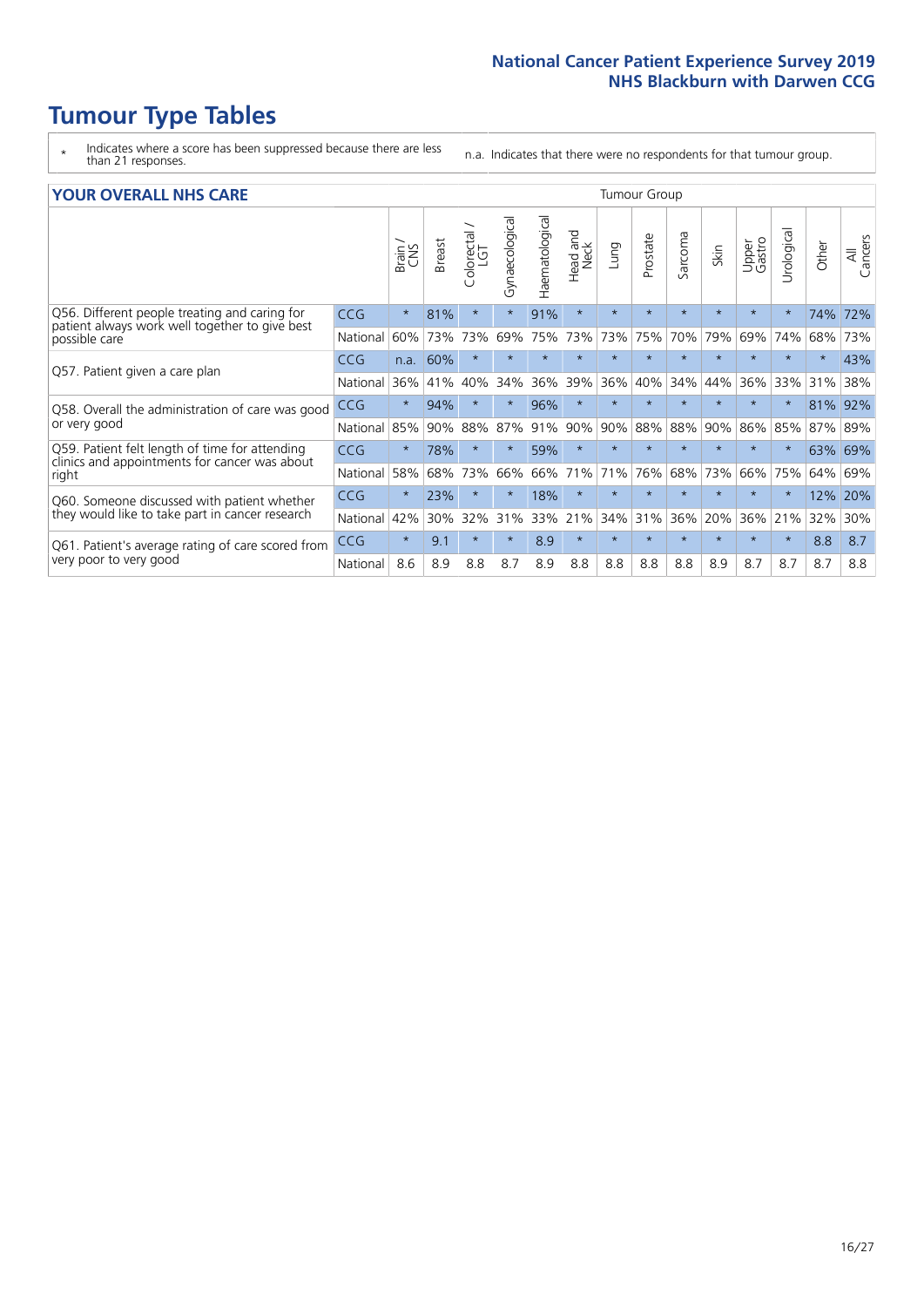# Tumour Type Tables

\* Indicates where a score has been suppressed because there are less than 21 responses.

n.a. Indicates that there were no respondents for that tumour group.

## YOUR OVERALL NHS CARE

| | | Brain / CNS | Breast | Colorectal / LGT | Gynaecological | Haematological | Head and Neck | Lung | Prostate | Sarcoma | Skin | Upper Gastro | Urological | Other | All Cancers |
|---|---|---|---|---|---|---|---|---|---|---|---|---|---|---|---|
| Q56. Different people treating and caring for patient always work well together to give best possible care | CCG | * | 81% | * | * | 91% | * | * | * | * | * | * | * | 74% | 72% |
| | National | 60% | 73% | 73% | 69% | 75% | 73% | 73% | 75% | 70% | 79% | 69% | 74% | 68% | 73% |
| Q57. Patient given a care plan | CCG | n.a. | 60% | * | * | * | * | * | * | * | * | * | * | * | 43% |
| | National | 36% | 41% | 40% | 34% | 36% | 39% | 36% | 40% | 34% | 44% | 36% | 33% | 31% | 38% |
| Q58. Overall the administration of care was good or very good | CCG | * | 94% | * | * | 96% | * | * | * | * | * | * | * | 81% | 92% |
| | National | 85% | 90% | 88% | 87% | 91% | 90% | 90% | 88% | 88% | 90% | 86% | 85% | 87% | 89% |
| Q59. Patient felt length of time for attending clinics and appointments for cancer was about right | CCG | * | 78% | * | * | 59% | * | * | * | * | * | * | * | 63% | 69% |
| | National | 58% | 68% | 73% | 66% | 66% | 71% | 71% | 76% | 68% | 73% | 66% | 75% | 64% | 69% |
| Q60. Someone discussed with patient whether they would like to take part in cancer research | CCG | * | 23% | * | * | 18% | * | * | * | * | * | * | * | 12% | 20% |
| | National | 42% | 30% | 32% | 31% | 33% | 21% | 34% | 31% | 36% | 20% | 36% | 21% | 32% | 30% |
| Q61. Patient's average rating of care scored from very poor to very good | CCG | * | 9.1 | * | * | 8.9 | * | * | * | * | * | * | * | 8.8 | 8.7 |
| | National | 8.6 | 8.9 | 8.8 | 8.7 | 8.9 | 8.8 | 8.8 | 8.8 | 8.8 | 8.9 | 8.7 | 8.7 | 8.7 | 8.8 |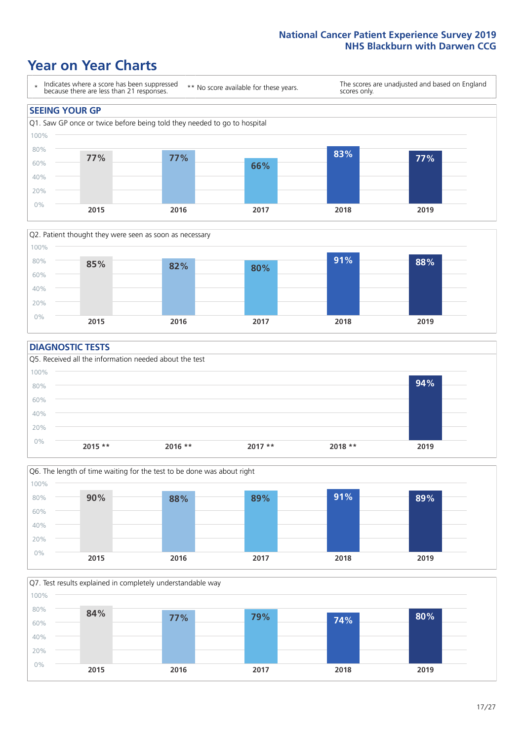# Year on Year Charts

\* Indicates where a score has been suppressed because there are less than 21 responses.

** No score available for these years.

The scores are unadjusted and based on England scores only.

## SEEING YOUR GP

Q1. Saw GP once or twice before being told they needed to go to hospital

| 2015 | 2016 | 2017 | 2018 | 2019 |
|---|---|---|---|---|
| 77% | 77% | 66% | 83% | 77% |

Q2. Patient thought they were seen as soon as necessary

| 2015 | 2016 | 2017 | 2018 | 2019 |
|---|---|---|---|---|
| 85% | 82% | 80% | 91% | 88% |

## DIAGNOSTIC TESTS

Q5. Received all the information needed about the test

| 2015 ** | 2016 ** | 2017 ** | 2018 ** | 2019 |
|---|---|---|---|---|
| | | | | 94% |

Q6. The length of time waiting for the test to be done was about right

| 2015 | 2016 | 2017 | 2018 | 2019 |
|---|---|---|---|---|
| 90% | 88% | 89% | 91% | 89% |

Q7. Test results explained in completely understandable way

| 2015 | 2016 | 2017 | 2018 | 2019 |
|---|---|---|---|---|
| 84% | 77% | 79% | 74% | 80% |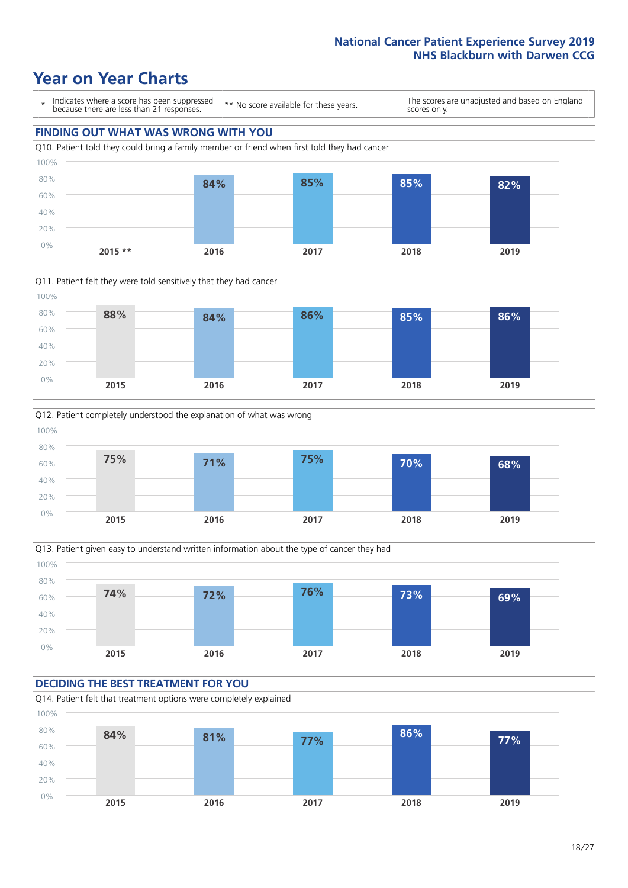## Year on Year Charts

\* Indicates where a score has been suppressed because there are less than 21 responses.

** No score available for these years.

The scores are unadjusted and based on England scores only.

### FINDING OUT WHAT WAS WRONG WITH YOU

Q10. Patient told they could bring a family member or friend when first told they had cancer

| 2015 ** | 2016 | 2017 | 2018 | 2019 |
|---|---|---|---|---|
| | 84% | 85% | 85% | 82% |

Q11. Patient felt they were told sensitively that they had cancer

| 2015 | 2016 | 2017 | 2018 | 2019 |
|---|---|---|---|---|
| 88% | 84% | 86% | 85% | 86% |

Q12. Patient completely understood the explanation of what was wrong

| 2015 | 2016 | 2017 | 2018 | 2019 |
|---|---|---|---|---|
| 75% | 71% | 75% | 70% | 68% |

Q13. Patient given easy to understand written information about the type of cancer they had

| 2015 | 2016 | 2017 | 2018 | 2019 |
|---|---|---|---|---|
| 74% | 72% | 76% | 73% | 69% |

### DECIDING THE BEST TREATMENT FOR YOU

Q14. Patient felt that treatment options were completely explained

| 2015 | 2016 | 2017 | 2018 | 2019 |
|---|---|---|---|---|
| 84% | 81% | 77% | 86% | 77% |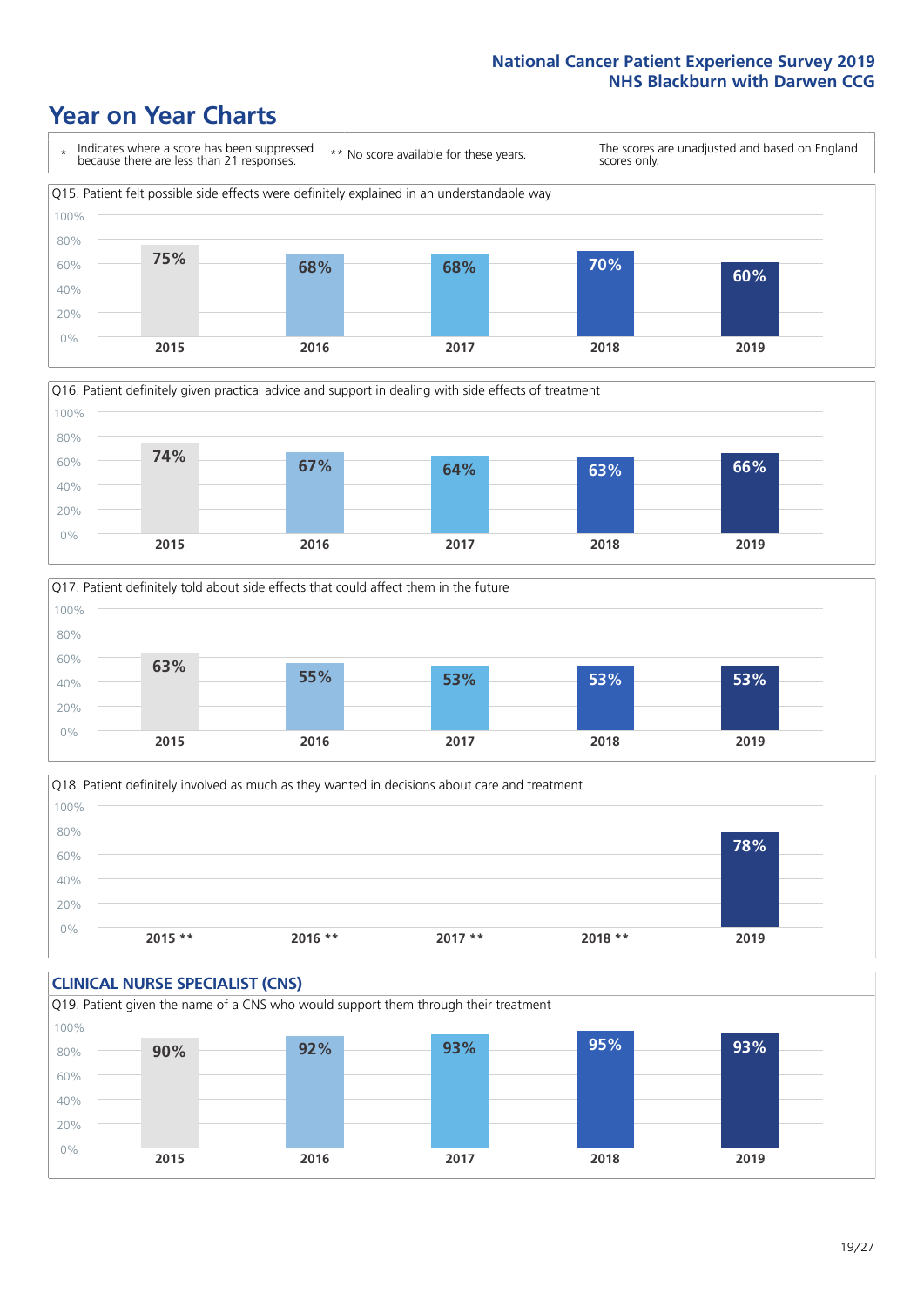# Year on Year Charts

\* Indicates where a score has been suppressed because there are less than 21 responses.

** No score available for these years.

The scores are unadjusted and based on England scores only.

Q15. Patient felt possible side effects were definitely explained in an understandable way

| 2015 | 2016 | 2017 | 2018 | 2019 |
|---|---|---|---|---|
| 75% | 68% | 68% | 70% | 60% |

Q16. Patient definitely given practical advice and support in dealing with side effects of treatment

| 2015 | 2016 | 2017 | 2018 | 2019 |
|---|---|---|---|---|
| 74% | 67% | 64% | 63% | 66% |

Q17. Patient definitely told about side effects that could affect them in the future

| 2015 | 2016 | 2017 | 2018 | 2019 |
|---|---|---|---|---|
| 63% | 55% | 53% | 53% | 53% |

Q18. Patient definitely involved as much as they wanted in decisions about care and treatment

| 2015 ** | 2016 ** | 2017 ** | 2018 ** | 2019 |
|---|---|---|---|---|
| | | | | 78% |

## CLINICAL NURSE SPECIALIST (CNS)

Q19. Patient given the name of a CNS who would support them through their treatment

| 2015 | 2016 | 2017 | 2018 | 2019 |
|---|---|---|---|---|
| 90% | 92% | 93% | 95% | 93% |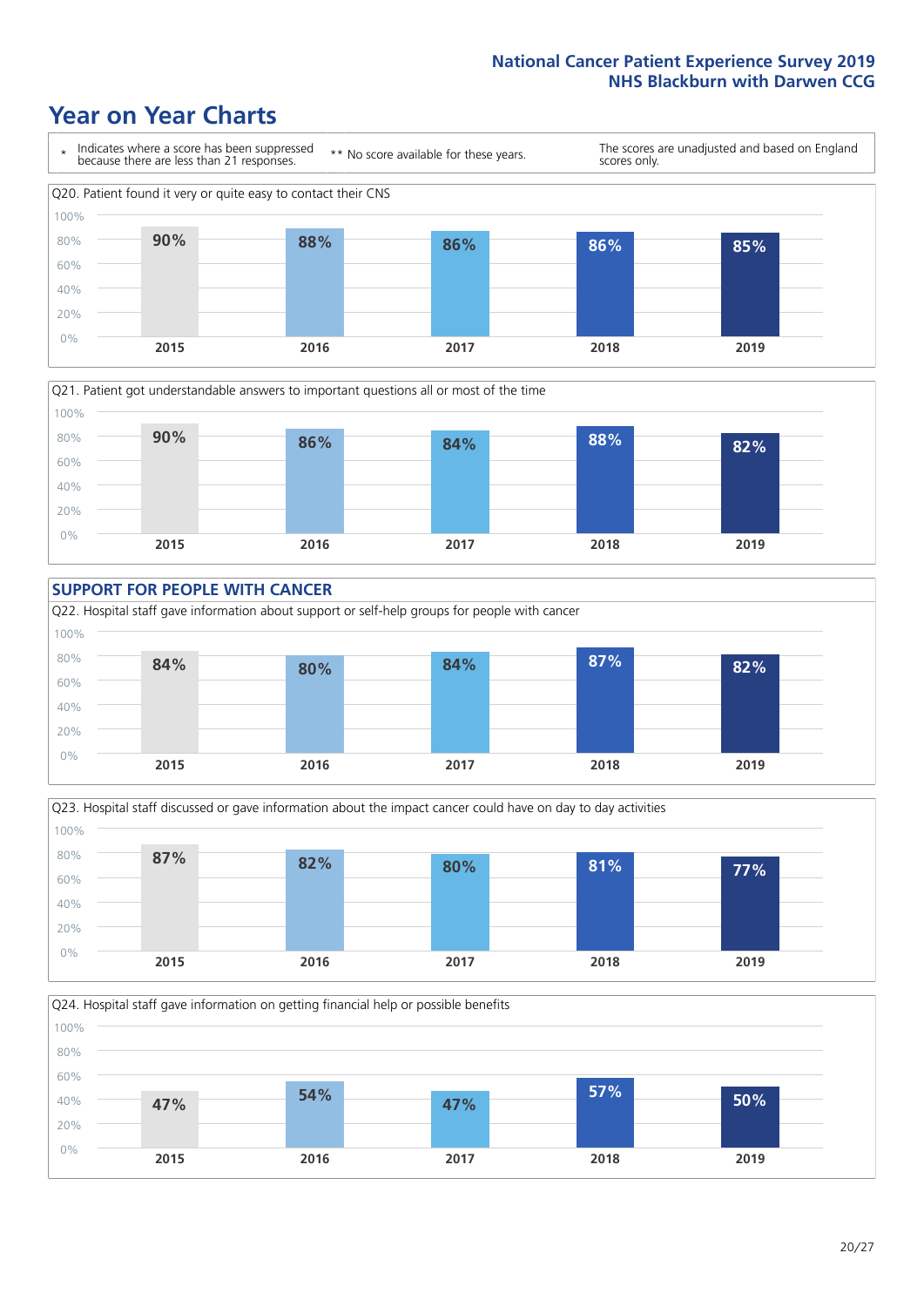## Year on Year Charts

\* Indicates where a score has been suppressed because there are less than 21 responses.

\*\* No score available for these years.

The scores are unadjusted and based on England scores only.

Q20. Patient found it very or quite easy to contact their CNS

| 2015 | 2016 | 2017 | 2018 | 2019 |
|---|---|---|---|---|
| 90% | 88% | 86% | 86% | 85% |

Q21. Patient got understandable answers to important questions all or most of the time

| 2015 | 2016 | 2017 | 2018 | 2019 |
|---|---|---|---|---|
| 90% | 86% | 84% | 88% | 82% |

### SUPPORT FOR PEOPLE WITH CANCER

Q22. Hospital staff gave information about support or self-help groups for people with cancer

| 2015 | 2016 | 2017 | 2018 | 2019 |
|---|---|---|---|---|
| 84% | 80% | 84% | 87% | 82% |

Q23. Hospital staff discussed or gave information about the impact cancer could have on day to day activities

| 2015 | 2016 | 2017 | 2018 | 2019 |
|---|---|---|---|---|
| 87% | 82% | 80% | 81% | 77% |

Q24. Hospital staff gave information on getting financial help or possible benefits

| 2015 | 2016 | 2017 | 2018 | 2019 |
|---|---|---|---|---|
| 47% | 54% | 47% | 57% | 50% |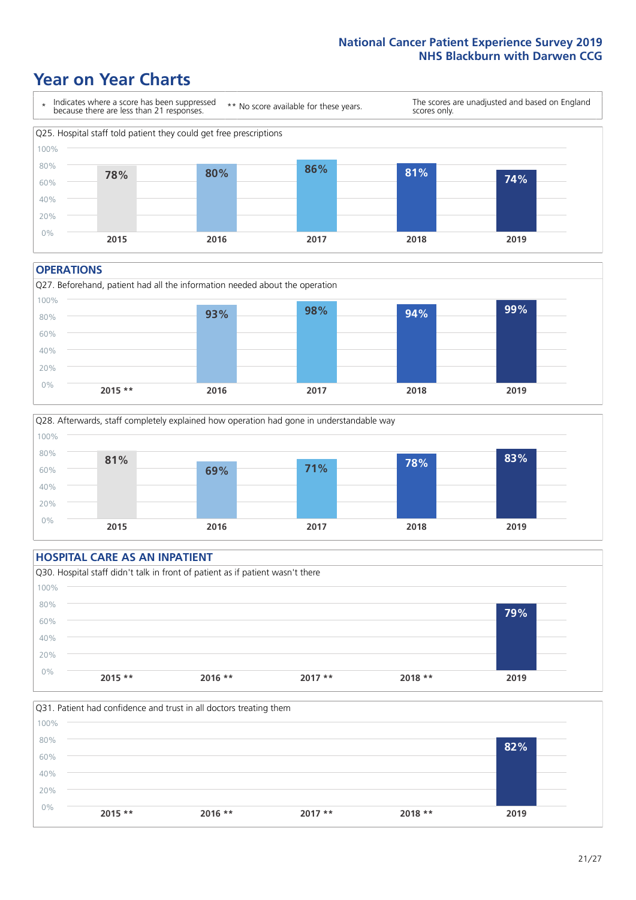# Year on Year Charts

\* Indicates where a score has been suppressed because there are less than 21 responses.

** No score available for these years.

The scores are unadjusted and based on England scores only.

Q25. Hospital staff told patient they could get free prescriptions

| 2015 | 2016 | 2017 | 2018 | 2019 |
|---|---|---|---|---|
| 78% | 80% | 86% | 81% | 74% |

## OPERATIONS

Q27. Beforehand, patient had all the information needed about the operation

| 2015 ** | 2016 | 2017 | 2018 | 2019 |
|---|---|---|---|---|
| | 93% | 98% | 94% | 99% |

Q28. Afterwards, staff completely explained how operation had gone in understandable way

| 2015 | 2016 | 2017 | 2018 | 2019 |
|---|---|---|---|---|
| 81% | 69% | 71% | 78% | 83% |

## HOSPITAL CARE AS AN INPATIENT

Q30. Hospital staff didn't talk in front of patient as if patient wasn't there

| 2015 ** | 2016 ** | 2017 ** | 2018 ** | 2019 |
|---|---|---|---|---|
| | | | | 79% |

Q31. Patient had confidence and trust in all doctors treating them

| 2015 ** | 2016 ** | 2017 ** | 2018 ** | 2019 |
|---|---|---|---|---|
| | | | | 82% |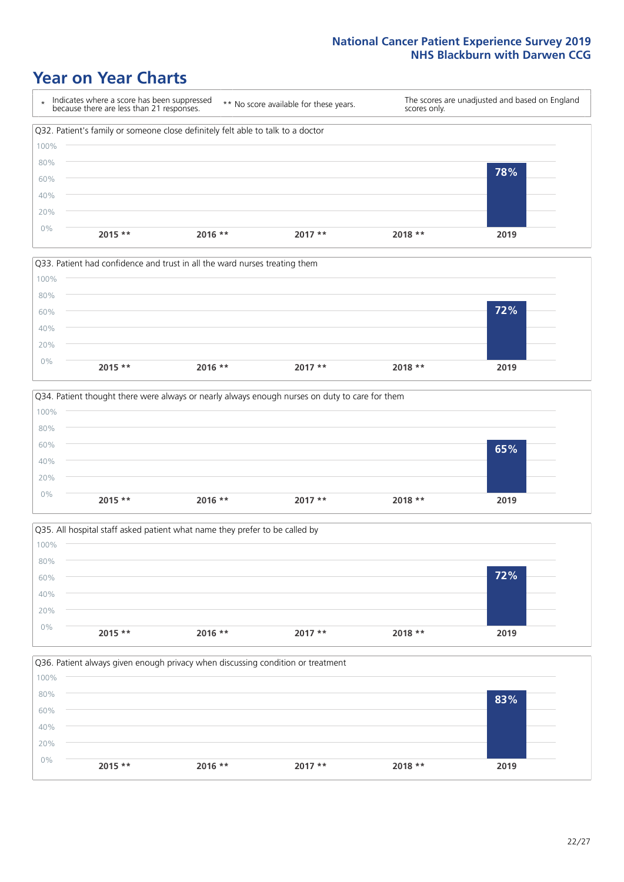# Year on Year Charts

\* Indicates where a score has been suppressed because there are less than 21 responses. ** No score available for these years. The scores are unadjusted and based on England scores only.

Q32. Patient's family or someone close definitely felt able to talk to a doctor

| 2015 ** | 2016 ** | 2017 ** | 2018 ** | 2019 |
|---|---|---|---|---|
| | | | | 78% |

Q33. Patient had confidence and trust in all the ward nurses treating them

| 2015 ** | 2016 ** | 2017 ** | 2018 ** | 2019 |
|---|---|---|---|---|
| | | | | 72% |

Q34. Patient thought there were always or nearly always enough nurses on duty to care for them

| 2015 ** | 2016 ** | 2017 ** | 2018 ** | 2019 |
|---|---|---|---|---|
| | | | | 65% |

Q35. All hospital staff asked patient what name they prefer to be called by

| 2015 ** | 2016 ** | 2017 ** | 2018 ** | 2019 |
|---|---|---|---|---|
| | | | | 72% |

Q36. Patient always given enough privacy when discussing condition or treatment

| 2015 ** | 2016 ** | 2017 ** | 2018 ** | 2019 |
|---|---|---|---|---|
| | | | | 83% |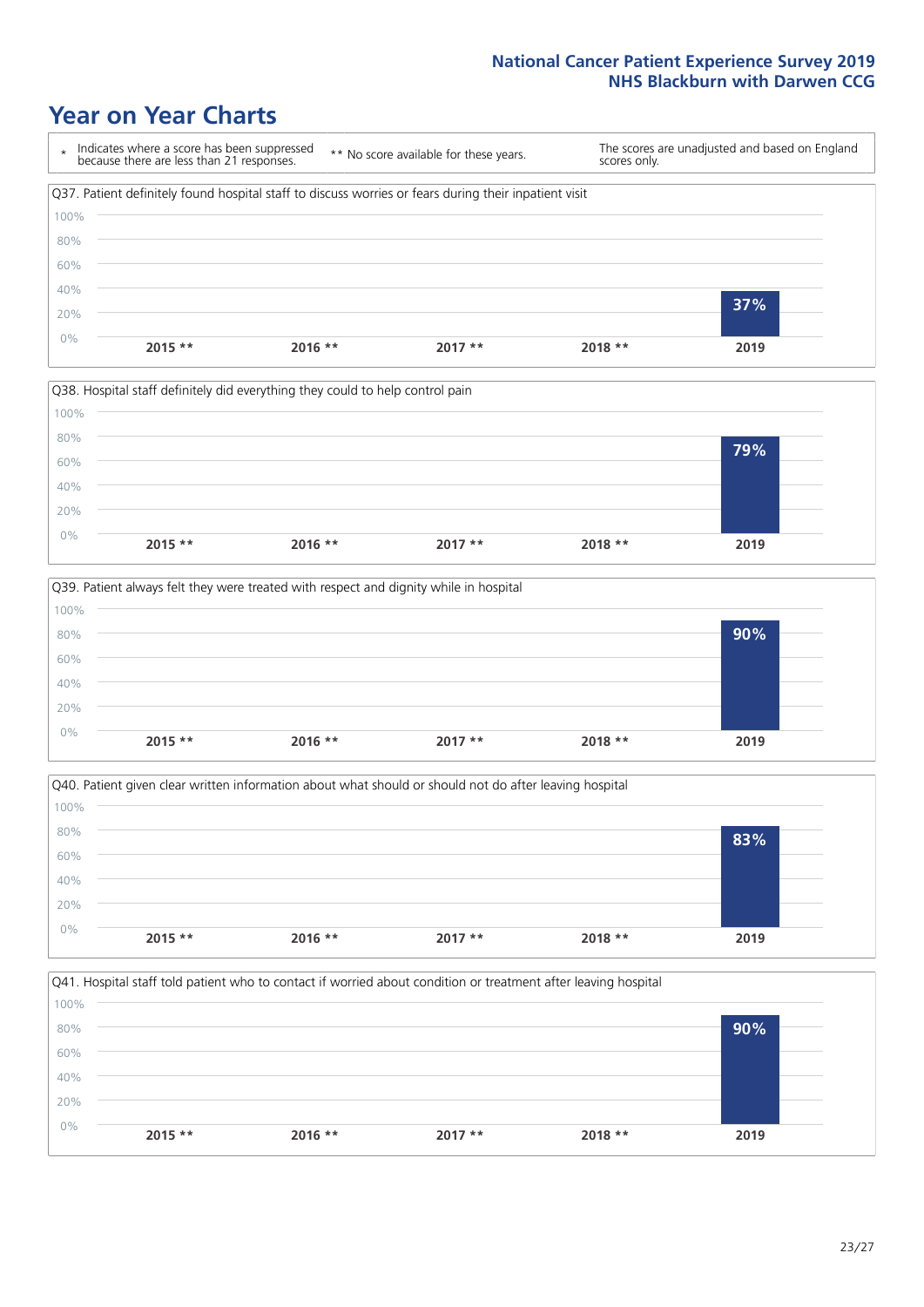# Year on Year Charts

| * Indicates where a score has been suppressed because there are less than 21 responses. | ** No score available for these years. | The scores are unadjusted and based on England scores only. |
|---|---|---|

Q37. Patient definitely found hospital staff to discuss worries or fears during their inpatient visit

| 2015 ** | 2016 ** | 2017 ** | 2018 ** | 2019 |
|---|---|---|---|---|
| | | | | 37% |

Q38. Hospital staff definitely did everything they could to help control pain

| 2015 ** | 2016 ** | 2017 ** | 2018 ** | 2019 |
|---|---|---|---|---|
| | | | | 79% |

Q39. Patient always felt they were treated with respect and dignity while in hospital

| 2015 ** | 2016 ** | 2017 ** | 2018 ** | 2019 |
|---|---|---|---|---|
| | | | | 90% |

Q40. Patient given clear written information about what should or should not do after leaving hospital

| 2015 ** | 2016 ** | 2017 ** | 2018 ** | 2019 |
|---|---|---|---|---|
| | | | | 83% |

Q41. Hospital staff told patient who to contact if worried about condition or treatment after leaving hospital

| 2015 ** | 2016 ** | 2017 ** | 2018 ** | 2019 |
|---|---|---|---|---|
| | | | | 90% |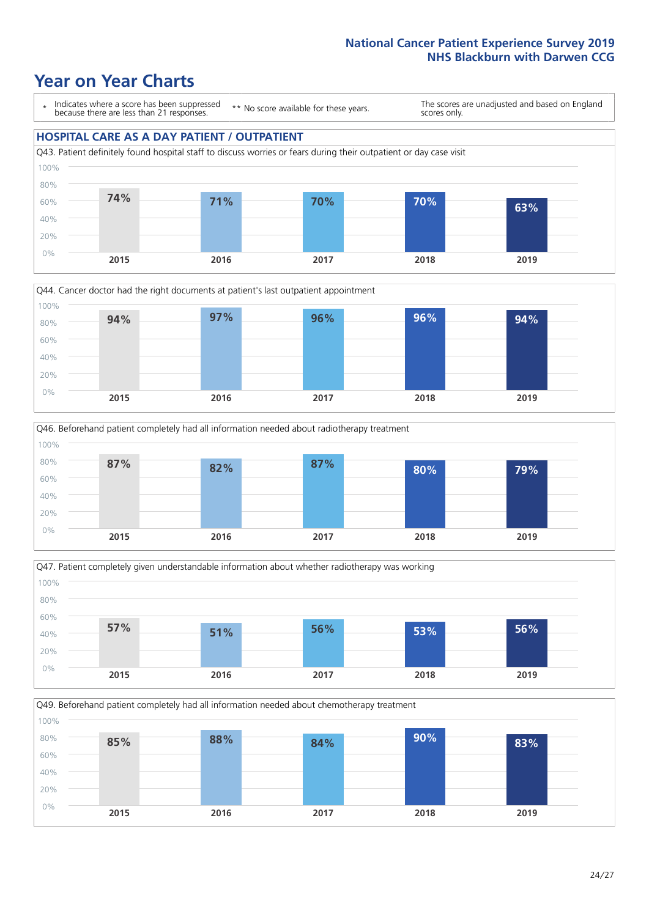# Year on Year Charts

\* Indicates where a score has been suppressed because there are less than 21 responses.

\*\* No score available for these years.

The scores are unadjusted and based on England scores only.

## HOSPITAL CARE AS A DAY PATIENT / OUTPATIENT

Q43. Patient definitely found hospital staff to discuss worries or fears during their outpatient or day case visit

| 2015 | 2016 | 2017 | 2018 | 2019 |
|---|---|---|---|---|
| 74% | 71% | 70% | 70% | 63% |

Q44. Cancer doctor had the right documents at patient's last outpatient appointment

| 2015 | 2016 | 2017 | 2018 | 2019 |
|---|---|---|---|---|
| 94% | 97% | 96% | 96% | 94% |

Q46. Beforehand patient completely had all information needed about radiotherapy treatment

| 2015 | 2016 | 2017 | 2018 | 2019 |
|---|---|---|---|---|
| 87% | 82% | 87% | 80% | 79% |

Q47. Patient completely given understandable information about whether radiotherapy was working

| 2015 | 2016 | 2017 | 2018 | 2019 |
|---|---|---|---|---|
| 57% | 51% | 56% | 53% | 56% |

Q49. Beforehand patient completely had all information needed about chemotherapy treatment

| 2015 | 2016 | 2017 | 2018 | 2019 |
|---|---|---|---|---|
| 85% | 88% | 84% | 90% | 83% |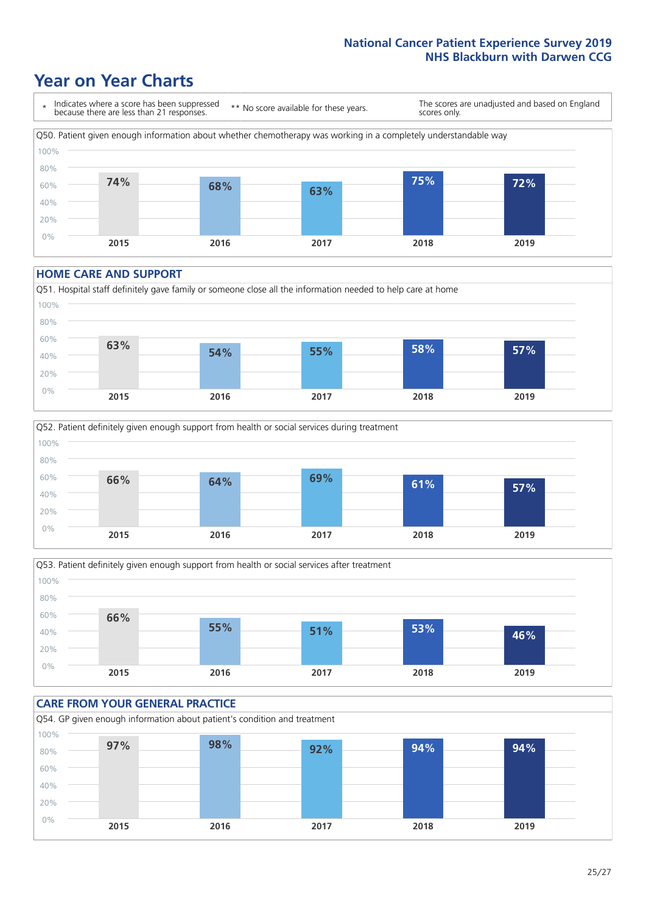# Year on Year Charts

\* Indicates where a score has been suppressed because there are less than 21 responses.

\*\* No score available for these years.

The scores are unadjusted and based on England scores only.

Q50. Patient given enough information about whether chemotherapy was working in a completely understandable way

| 2015 | 2016 | 2017 | 2018 | 2019 |
|---|---|---|---|---|
| 74% | 68% | 63% | 75% | 72% |

## HOME CARE AND SUPPORT

Q51. Hospital staff definitely gave family or someone close all the information needed to help care at home

| 2015 | 2016 | 2017 | 2018 | 2019 |
|---|---|---|---|---|
| 63% | 54% | 55% | 58% | 57% |

Q52. Patient definitely given enough support from health or social services during treatment

| 2015 | 2016 | 2017 | 2018 | 2019 |
|---|---|---|---|---|
| 66% | 64% | 69% | 61% | 57% |

Q53. Patient definitely given enough support from health or social services after treatment

| 2015 | 2016 | 2017 | 2018 | 2019 |
|---|---|---|---|---|
| 66% | 55% | 51% | 53% | 46% |

## CARE FROM YOUR GENERAL PRACTICE

Q54. GP given enough information about patient's condition and treatment

| 2015 | 2016 | 2017 | 2018 | 2019 |
|---|---|---|---|---|
| 97% | 98% | 92% | 94% | 94% |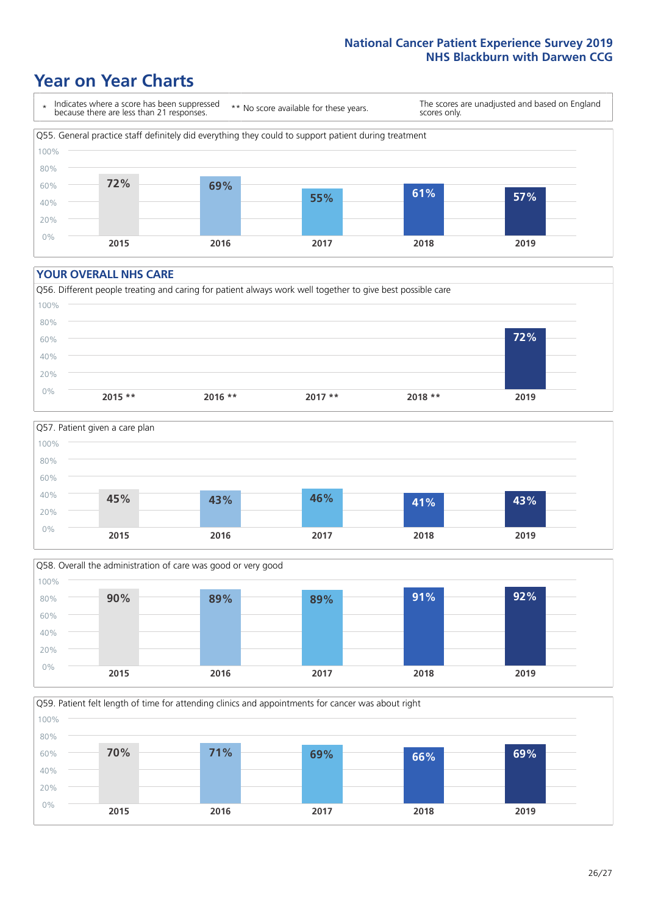# Year on Year Charts

\* Indicates where a score has been suppressed because there are less than 21 responses.

\*\* No score available for these years.

The scores are unadjusted and based on England scores only.

Q55. General practice staff definitely did everything they could to support patient during treatment

| 2015 | 2016 | 2017 | 2018 | 2019 |
|---|---|---|---|---|
| 72% | 69% | 55% | 61% | 57% |

## YOUR OVERALL NHS CARE

Q56. Different people treating and caring for patient always work well together to give best possible care

| 2015 ** | 2016 ** | 2017 ** | 2018 ** | 2019 |
|---|---|---|---|---|
| | | | | 72% |

Q57. Patient given a care plan

| 2015 | 2016 | 2017 | 2018 | 2019 |
|---|---|---|---|---|
| 45% | 43% | 46% | 41% | 43% |

Q58. Overall the administration of care was good or very good

| 2015 | 2016 | 2017 | 2018 | 2019 |
|---|---|---|---|---|
| 90% | 89% | 89% | 91% | 92% |

Q59. Patient felt length of time for attending clinics and appointments for cancer was about right

| 2015 | 2016 | 2017 | 2018 | 2019 |
|---|---|---|---|---|
| 70% | 71% | 69% | 66% | 69% |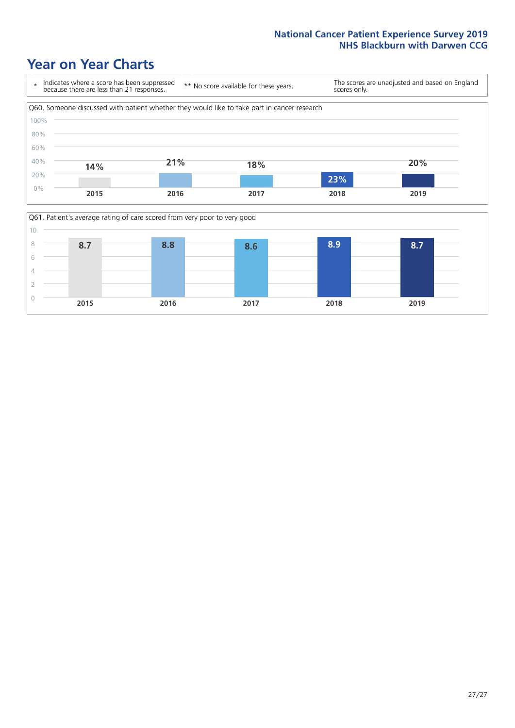# Year on Year Charts

\* Indicates where a score has been suppressed because there are less than 21 responses.

** No score available for these years.

The scores are unadjusted and based on England scores only.

Q60. Someone discussed with patient whether they would like to take part in cancer research

100%
80%
60%
40%
20%
0%

14%
21%
18%
23%
20%

2015
2016
2017
2018
2019

Q61. Patient's average rating of care scored from very poor to very good

10
8
6
4
2
0

8.7
8.8
8.6
8.9
8.7

2015
2016
2017
2018
2019